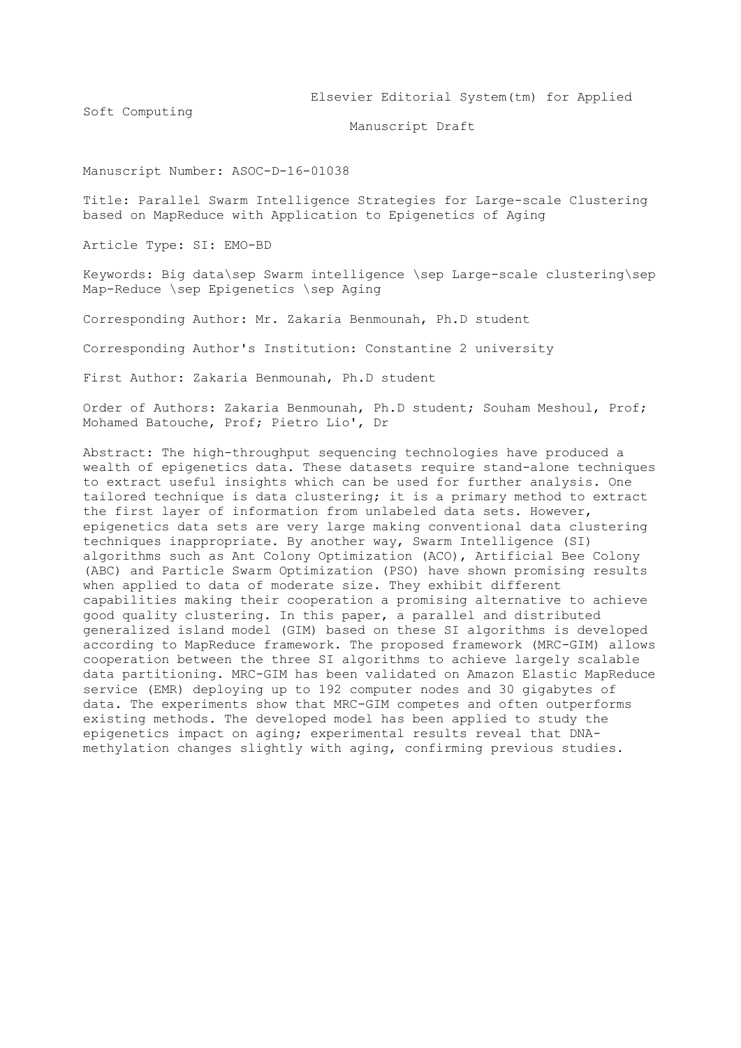Elsevier Editorial System(tm) for Applied Soft Computing

Manuscript Draft

Manuscript Number: ASOC-D-16-01038

Title: Parallel Swarm Intelligence Strategies for Large-scale Clustering based on MapReduce with Application to Epigenetics of Aging

Article Type: SI: EMO-BD

Keywords: Big data\sep Swarm intelligence \sep Large-scale clustering\sep Map-Reduce \sep Epigenetics \sep Aging

Corresponding Author: Mr. Zakaria Benmounah, Ph.D student

Corresponding Author's Institution: Constantine 2 university

First Author: Zakaria Benmounah, Ph.D student

Order of Authors: Zakaria Benmounah, Ph.D student; Souham Meshoul, Prof; Mohamed Batouche, Prof; Pietro Lio', Dr

Abstract: The high-throughput sequencing technologies have produced a wealth of epigenetics data. These datasets require stand-alone techniques to extract useful insights which can be used for further analysis. One tailored technique is data clustering; it is a primary method to extract the first layer of information from unlabeled data sets. However, epigenetics data sets are very large making conventional data clustering techniques inappropriate. By another way, Swarm Intelligence (SI) algorithms such as Ant Colony Optimization (ACO), Artificial Bee Colony (ABC) and Particle Swarm Optimization (PSO) have shown promising results when applied to data of moderate size. They exhibit different capabilities making their cooperation a promising alternative to achieve good quality clustering. In this paper, a parallel and distributed generalized island model (GIM) based on these SI algorithms is developed according to MapReduce framework. The proposed framework (MRC-GIM) allows cooperation between the three SI algorithms to achieve largely scalable data partitioning. MRC-GIM has been validated on Amazon Elastic MapReduce service (EMR) deploying up to 192 computer nodes and 30 gigabytes of data. The experiments show that MRC-GIM competes and often outperforms existing methods. The developed model has been applied to study the epigenetics impact on aging; experimental results reveal that DNA-methylation changes slightly with aging, confirming previous studies.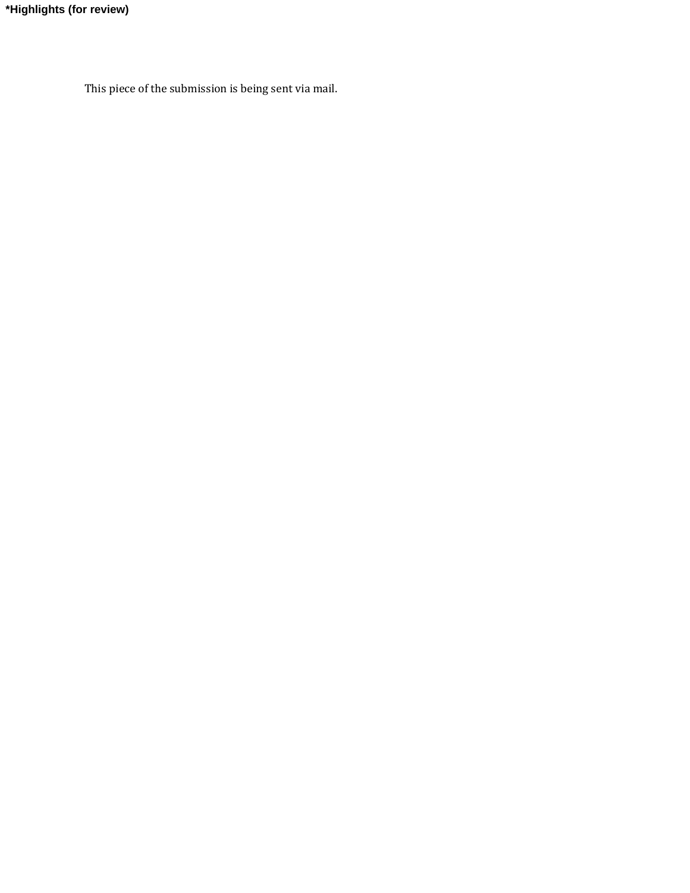**\*Highlights (for review)**

This piece of the submission is being sent via mail.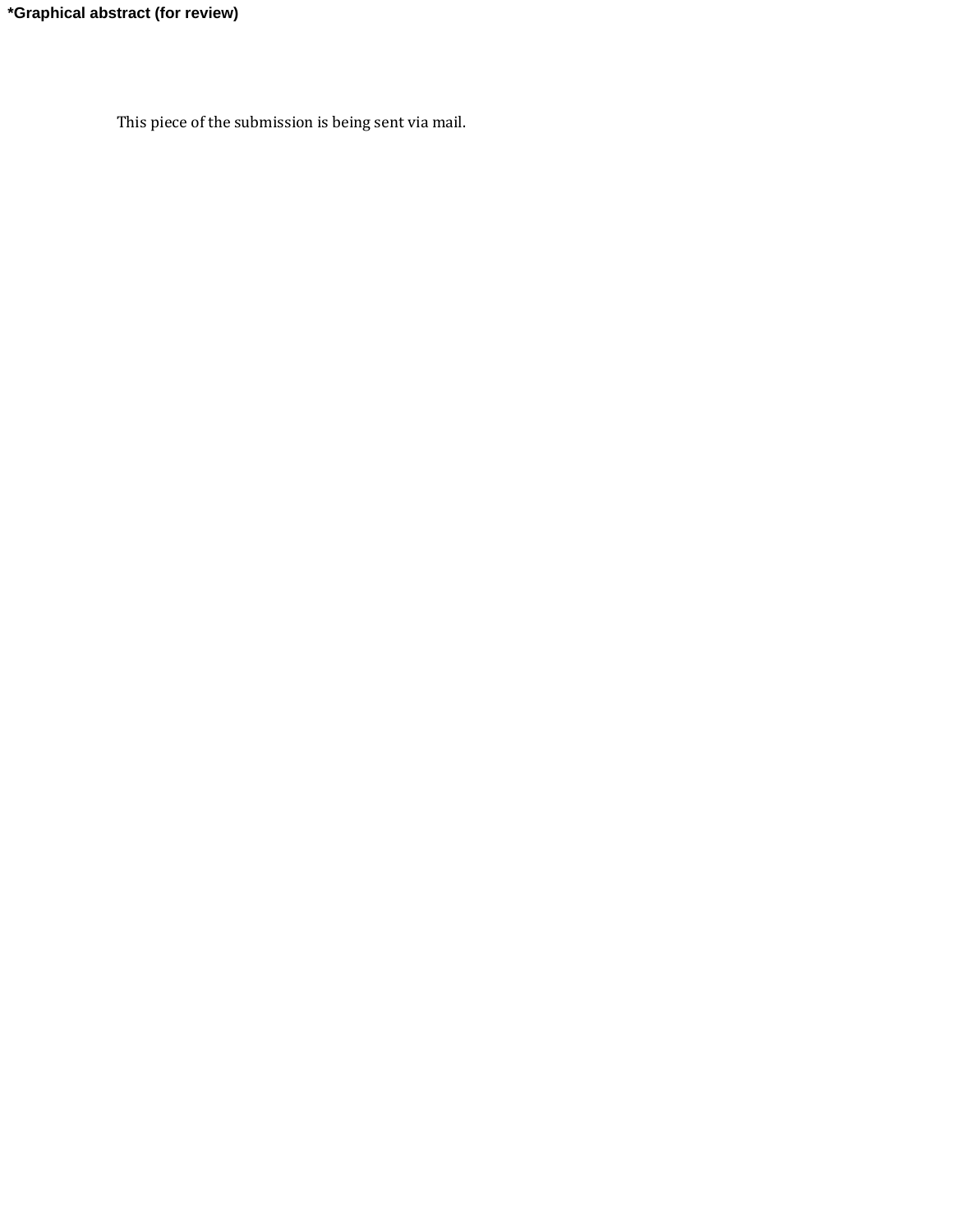**\*Graphical abstract (for review)**

This piece of the submission is being sent via mail.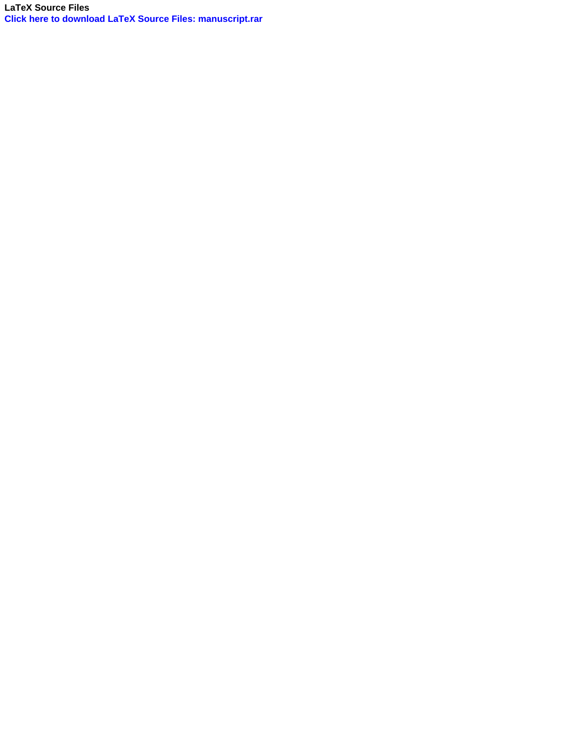**LaTeX Source Files**

**Click here to download LaTeX Source Files: manuscript.rar**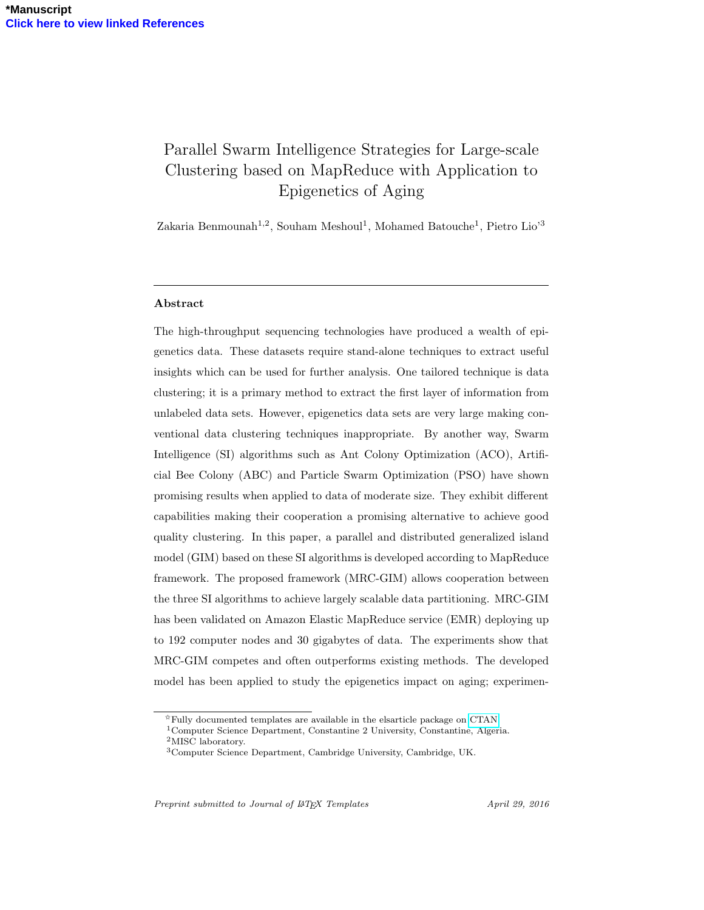*Manuscript
Click here to view linked References

# Parallel Swarm Intelligence Strategies for Large-scale Clustering based on MapReduce with Application to Epigenetics of Aging

Zakaria Benmounah[1,2], Souham Meshoul[1], Mohamed Batouche[1], Pietro Lio'[3]

---

### Abstract

The high-throughput sequencing technologies have produced a wealth of epigenetics data. These datasets require stand-alone techniques to extract useful insights which can be used for further analysis. One tailored technique is data clustering; it is a primary method to extract the first layer of information from unlabeled data sets. However, epigenetics data sets are very large making conventional data clustering techniques inappropriate. By another way, Swarm Intelligence (SI) algorithms such as Ant Colony Optimization (ACO), Artificial Bee Colony (ABC) and Particle Swarm Optimization (PSO) have shown promising results when applied to data of moderate size. They exhibit different capabilities making their cooperation a promising alternative to achieve good quality clustering. In this paper, a parallel and distributed generalized island model (GIM) based on these SI algorithms is developed according to MapReduce framework. The proposed framework (MRC-GIM) allows cooperation between the three SI algorithms to achieve largely scalable data partitioning. MRC-GIM has been validated on Amazon Elastic MapReduce service (EMR) deploying up to 192 computer nodes and 30 gigabytes of data. The experiments show that MRC-GIM competes and often outperforms existing methods. The developed model has been applied to study the epigenetics impact on aging; experimen-

---

☆Fully documented templates are available in the elsarticle package on CTAN.
[1]Computer Science Department, Constantine 2 University, Constantine, Algeria.
[2]MISC laboratory.
[3]Computer Science Department, Cambridge University, Cambridge, UK.

*Preprint submitted to Journal of LaTeX Templates* — *April 29, 2016*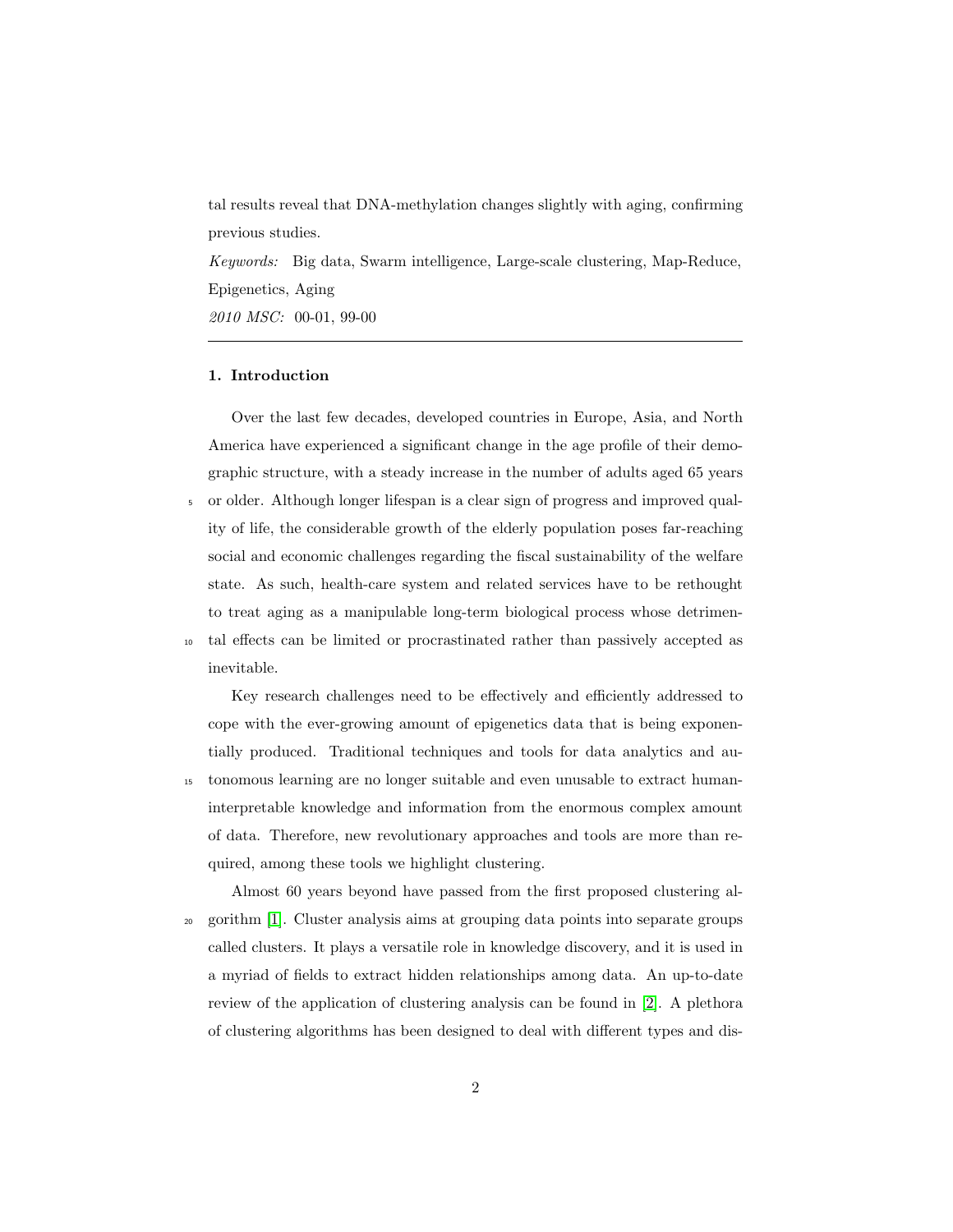tal results reveal that DNA-methylation changes slightly with aging, confirming previous studies.

*Keywords:* Big data, Swarm intelligence, Large-scale clustering, Map-Reduce, Epigenetics, Aging

*2010 MSC:* 00-01, 99-00

## 1. Introduction

Over the last few decades, developed countries in Europe, Asia, and North America have experienced a significant change in the age profile of their demographic structure, with a steady increase in the number of adults aged 65 years or older. Although longer lifespan is a clear sign of progress and improved quality of life, the considerable growth of the elderly population poses far-reaching social and economic challenges regarding the fiscal sustainability of the welfare state. As such, health-care system and related services have to be rethought to treat aging as a manipulable long-term biological process whose detrimental effects can be limited or procrastinated rather than passively accepted as inevitable.

Key research challenges need to be effectively and efficiently addressed to cope with the ever-growing amount of epigenetics data that is being exponentially produced. Traditional techniques and tools for data analytics and autonomous learning are no longer suitable and even unusable to extract human-interpretable knowledge and information from the enormous complex amount of data. Therefore, new revolutionary approaches and tools are more than required, among these tools we highlight clustering.

Almost 60 years beyond have passed from the first proposed clustering algorithm [1]. Cluster analysis aims at grouping data points into separate groups called clusters. It plays a versatile role in knowledge discovery, and it is used in a myriad of fields to extract hidden relationships among data. An up-to-date review of the application of clustering analysis can be found in [2]. A plethora of clustering algorithms has been designed to deal with different types and dis-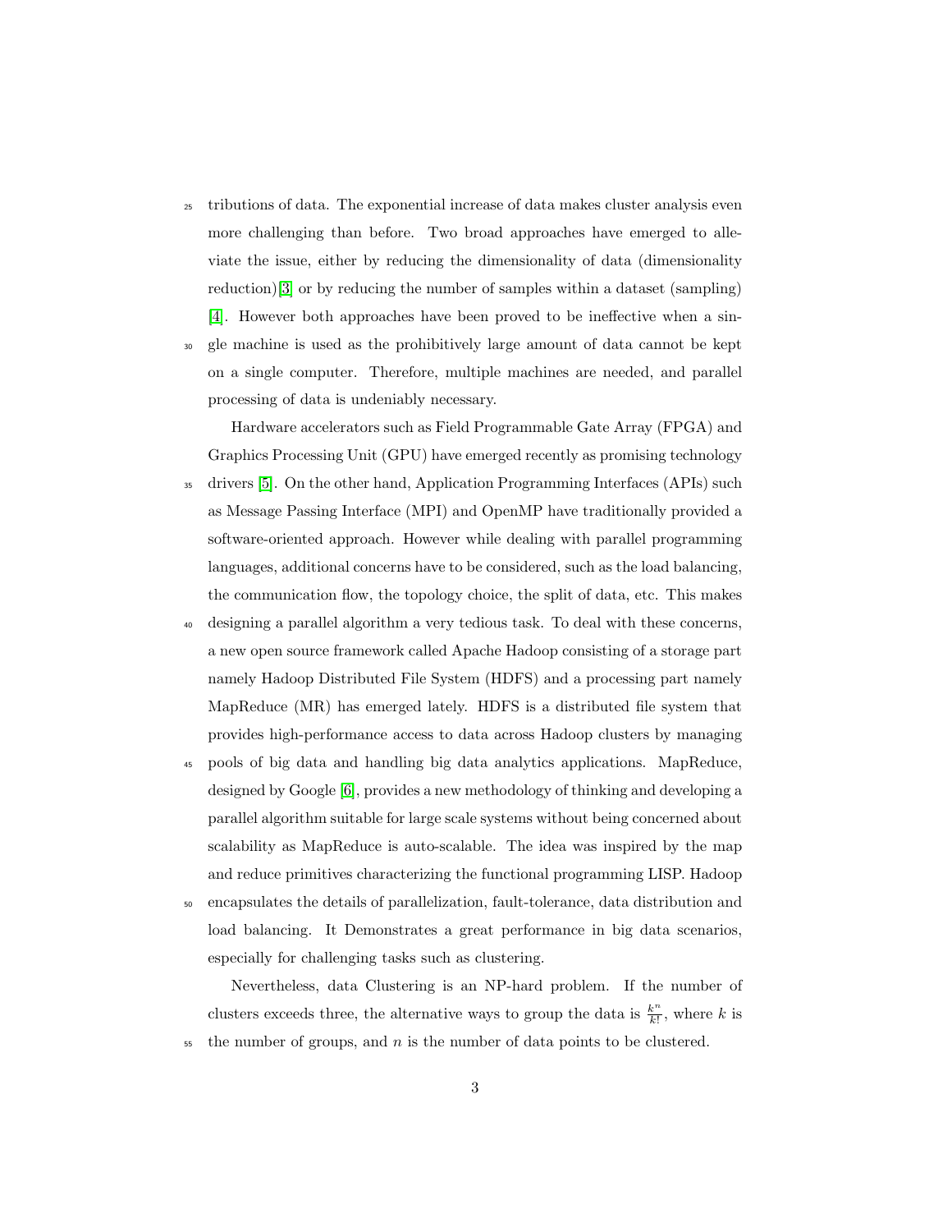tributions of data. The exponential increase of data makes cluster analysis even more challenging than before. Two broad approaches have emerged to alleviate the issue, either by reducing the dimensionality of data (dimensionality reduction)[3] or by reducing the number of samples within a dataset (sampling) [4]. However both approaches have been proved to be ineffective when a single machine is used as the prohibitively large amount of data cannot be kept on a single computer. Therefore, multiple machines are needed, and parallel processing of data is undeniably necessary.

Hardware accelerators such as Field Programmable Gate Array (FPGA) and Graphics Processing Unit (GPU) have emerged recently as promising technology drivers [5]. On the other hand, Application Programming Interfaces (APIs) such as Message Passing Interface (MPI) and OpenMP have traditionally provided a software-oriented approach. However while dealing with parallel programming languages, additional concerns have to be considered, such as the load balancing, the communication flow, the topology choice, the split of data, etc. This makes designing a parallel algorithm a very tedious task. To deal with these concerns, a new open source framework called Apache Hadoop consisting of a storage part namely Hadoop Distributed File System (HDFS) and a processing part namely MapReduce (MR) has emerged lately. HDFS is a distributed file system that provides high-performance access to data across Hadoop clusters by managing pools of big data and handling big data analytics applications. MapReduce, designed by Google [6], provides a new methodology of thinking and developing a parallel algorithm suitable for large scale systems without being concerned about scalability as MapReduce is auto-scalable. The idea was inspired by the map and reduce primitives characterizing the functional programming LISP. Hadoop encapsulates the details of parallelization, fault-tolerance, data distribution and load balancing. It Demonstrates a great performance in big data scenarios, especially for challenging tasks such as clustering.

Nevertheless, data Clustering is an NP-hard problem. If the number of clusters exceeds three, the alternative ways to group the data is $\frac{k^n}{k!}$, where $k$ is the number of groups, and $n$ is the number of data points to be clustered.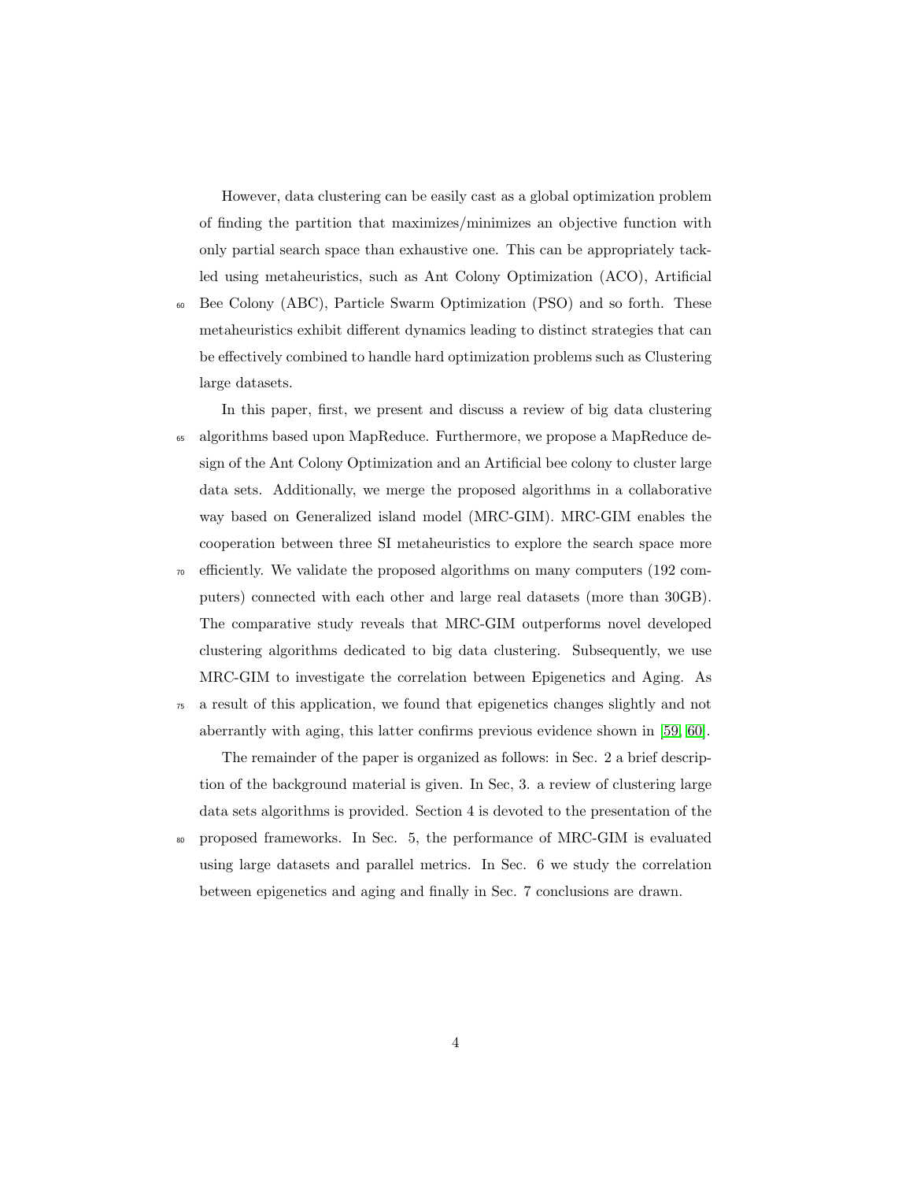However, data clustering can be easily cast as a global optimization problem of finding the partition that maximizes/minimizes an objective function with only partial search space than exhaustive one. This can be appropriately tackled using metaheuristics, such as Ant Colony Optimization (ACO), Artificial Bee Colony (ABC), Particle Swarm Optimization (PSO) and so forth. These metaheuristics exhibit different dynamics leading to distinct strategies that can be effectively combined to handle hard optimization problems such as Clustering large datasets.

In this paper, first, we present and discuss a review of big data clustering algorithms based upon MapReduce. Furthermore, we propose a MapReduce design of the Ant Colony Optimization and an Artificial bee colony to cluster large data sets. Additionally, we merge the proposed algorithms in a collaborative way based on Generalized island model (MRC-GIM). MRC-GIM enables the cooperation between three SI metaheuristics to explore the search space more efficiently. We validate the proposed algorithms on many computers (192 computers) connected with each other and large real datasets (more than 30GB). The comparative study reveals that MRC-GIM outperforms novel developed clustering algorithms dedicated to big data clustering. Subsequently, we use MRC-GIM to investigate the correlation between Epigenetics and Aging. As a result of this application, we found that epigenetics changes slightly and not aberrantly with aging, this latter confirms previous evidence shown in [59, 60].

The remainder of the paper is organized as follows: in Sec. 2 a brief description of the background material is given. In Sec, 3. a review of clustering large data sets algorithms is provided. Section 4 is devoted to the presentation of the proposed frameworks. In Sec. 5, the performance of MRC-GIM is evaluated using large datasets and parallel metrics. In Sec. 6 we study the correlation between epigenetics and aging and finally in Sec. 7 conclusions are drawn.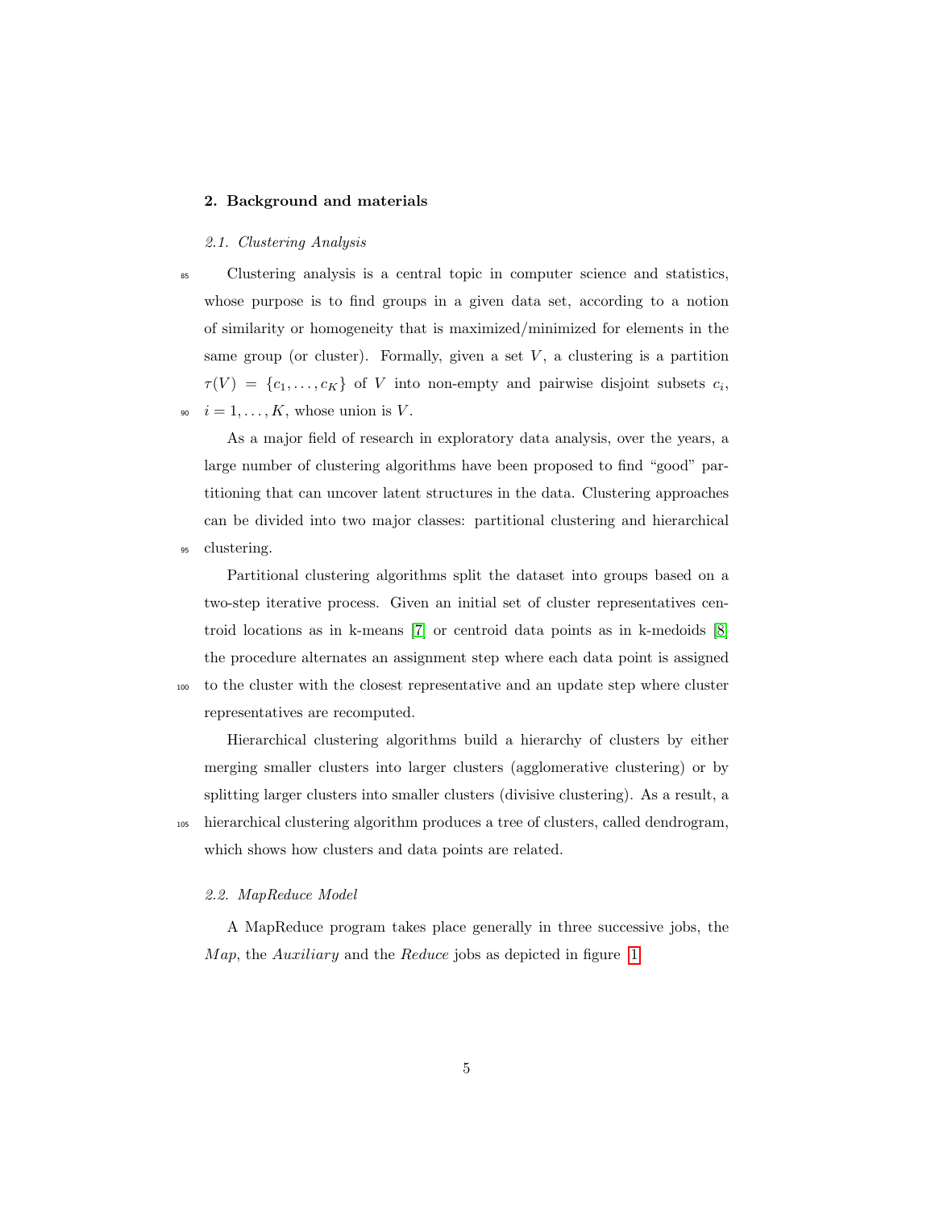## 2. Background and materials

### 2.1. Clustering Analysis

Clustering analysis is a central topic in computer science and statistics, whose purpose is to find groups in a given data set, according to a notion of similarity or homogeneity that is maximized/minimized for elements in the same group (or cluster). Formally, given a set $V$, a clustering is a partition $\tau(V) = \{c_1, \ldots, c_K\}$ of $V$ into non-empty and pairwise disjoint subsets $c_i$, $i = 1, \ldots, K$, whose union is $V$.

As a major field of research in exploratory data analysis, over the years, a large number of clustering algorithms have been proposed to find "good" partitioning that can uncover latent structures in the data. Clustering approaches can be divided into two major classes: partitional clustering and hierarchical clustering.

Partitional clustering algorithms split the dataset into groups based on a two-step iterative process. Given an initial set of cluster representatives centroid locations as in k-means [7] or centroid data points as in k-medoids [8] the procedure alternates an assignment step where each data point is assigned to the cluster with the closest representative and an update step where cluster representatives are recomputed.

Hierarchical clustering algorithms build a hierarchy of clusters by either merging smaller clusters into larger clusters (agglomerative clustering) or by splitting larger clusters into smaller clusters (divisive clustering). As a result, a hierarchical clustering algorithm produces a tree of clusters, called dendrogram, which shows how clusters and data points are related.

### 2.2. MapReduce Model

A MapReduce program takes place generally in three successive jobs, the *Map*, the *Auxiliary* and the *Reduce* jobs as depicted in figure 1.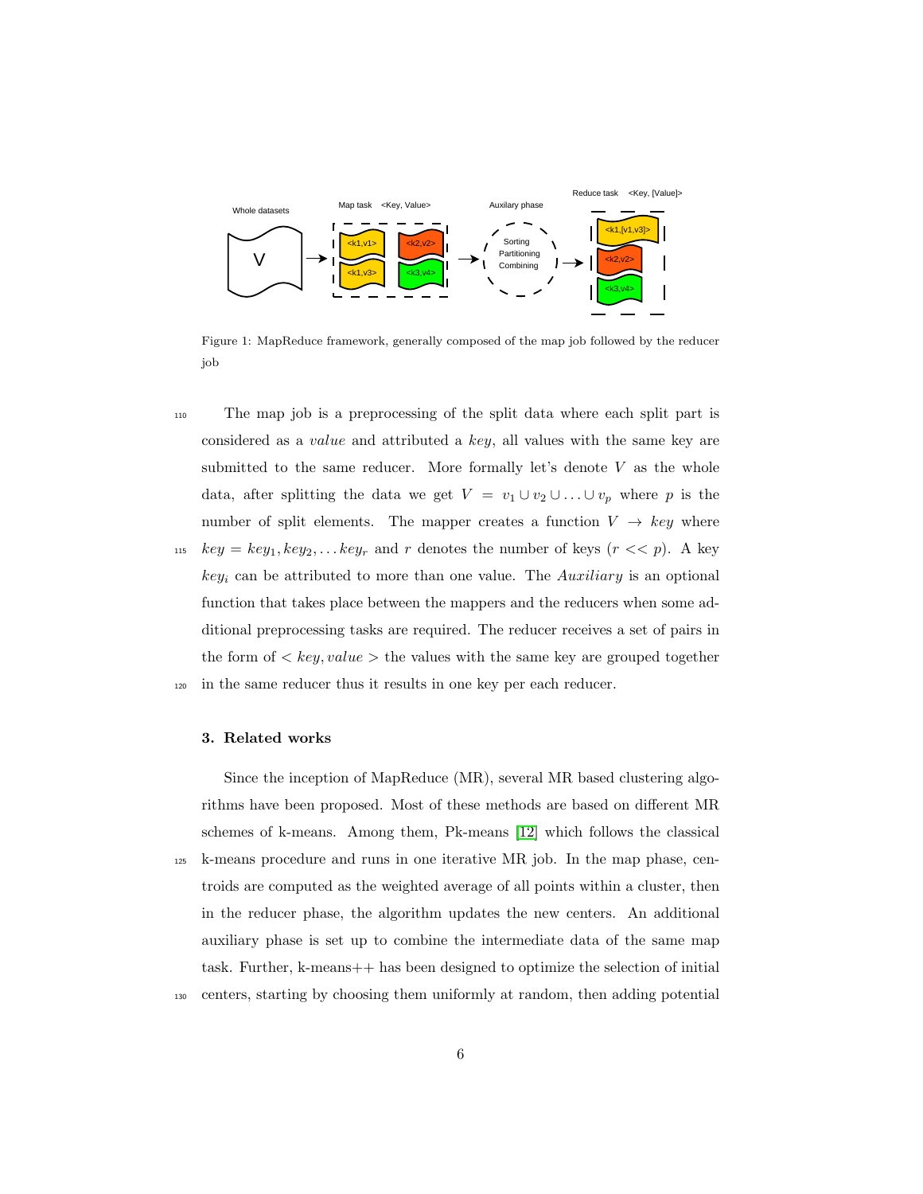Figure 1: MapReduce framework, generally composed of the map job followed by the reducer job

The map job is a preprocessing of the split data where each split part is considered as a *value* and attributed a *key*, all values with the same key are submitted to the same reducer. More formally let's denote $V$ as the whole data, after splitting the data we get $V = v_1 \cup v_2 \cup \ldots \cup v_p$ where $p$ is the number of split elements. The mapper creates a function $V \rightarrow key$ where $key = key_1, key_2, \ldots key_r$ and $r$ denotes the number of keys ($r << p$). A key $key_i$ can be attributed to more than one value. The *Auxiliary* is an optional function that takes place between the mappers and the reducers when some additional preprocessing tasks are required. The reducer receives a set of pairs in the form of $< key, value >$ the values with the same key are grouped together in the same reducer thus it results in one key per each reducer.

## 3. Related works

Since the inception of MapReduce (MR), several MR based clustering algorithms have been proposed. Most of these methods are based on different MR schemes of k-means. Among them, Pk-means [12] which follows the classical k-means procedure and runs in one iterative MR job. In the map phase, centroids are computed as the weighted average of all points within a cluster, then in the reducer phase, the algorithm updates the new centers. An additional auxiliary phase is set up to combine the intermediate data of the same map task. Further, k-means++ has been designed to optimize the selection of initial centers, starting by choosing them uniformly at random, then adding potential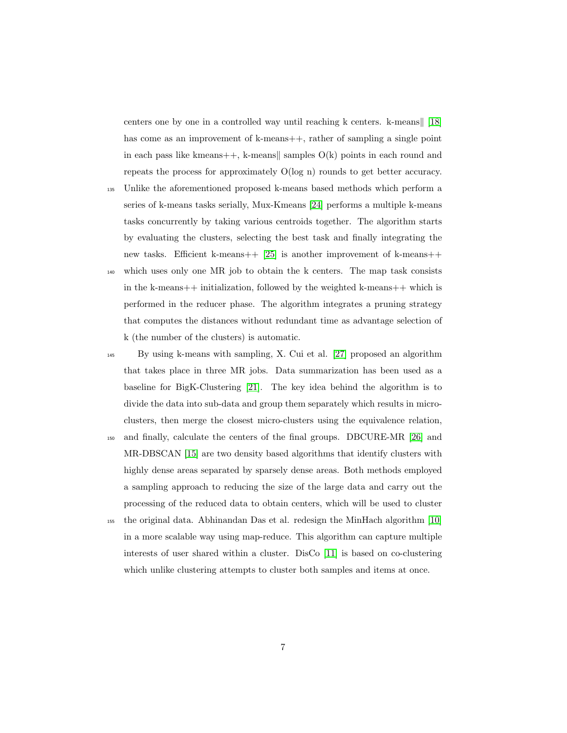centers one by one in a controlled way until reaching k centers. k-means‖ [18] has come as an improvement of k-means++, rather of sampling a single point in each pass like kmeans++, k-means‖ samples O(k) points in each round and repeats the process for approximately O(log n) rounds to get better accuracy. Unlike the aforementioned proposed k-means based methods which perform a series of k-means tasks serially, Mux-Kmeans [24] performs a multiple k-means tasks concurrently by taking various centroids together. The algorithm starts by evaluating the clusters, selecting the best task and finally integrating the new tasks. Efficient k-means++ [25] is another improvement of k-means++ which uses only one MR job to obtain the k centers. The map task consists in the k-means++ initialization, followed by the weighted k-means++ which is performed in the reducer phase. The algorithm integrates a pruning strategy that computes the distances without redundant time as advantage selection of k (the number of the clusters) is automatic.

By using k-means with sampling, X. Cui et al. [27] proposed an algorithm that takes place in three MR jobs. Data summarization has been used as a baseline for BigK-Clustering [21]. The key idea behind the algorithm is to divide the data into sub-data and group them separately which results in micro-clusters, then merge the closest micro-clusters using the equivalence relation, and finally, calculate the centers of the final groups. DBCURE-MR [26] and MR-DBSCAN [15] are two density based algorithms that identify clusters with highly dense areas separated by sparsely dense areas. Both methods employed a sampling approach to reducing the size of the large data and carry out the processing of the reduced data to obtain centers, which will be used to cluster the original data. Abhinandan Das et al. redesign the MinHach algorithm [10] in a more scalable way using map-reduce. This algorithm can capture multiple interests of user shared within a cluster. DisCo [11] is based on co-clustering which unlike clustering attempts to cluster both samples and items at once.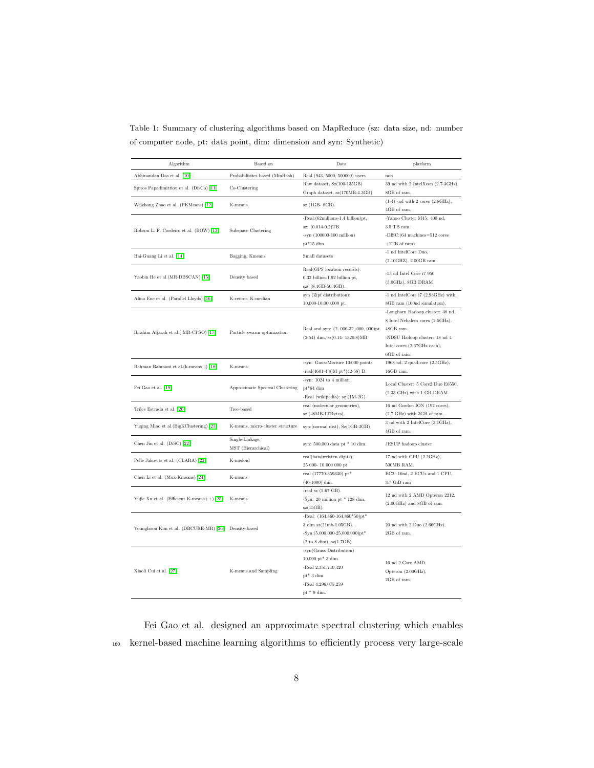Table 1: Summary of clustering algorithms based on MapReduce (sz: data size, nd: number of computer node, pt: data point, dim: dimension and syn: Synthetic)

| Algorithm | Based on | Data | platform |
|---|---|---|---|
| Abhinandan Das et al. [10] | Probabilistics based (MinHash) | Real (943, 5000, 500000) users | non |
| Spiros Papadimitriou et al. (DisCo) [11] | Co-Clustering | Raw dataset, Sz(100-135GB) Graph dataset, sz(170MB-4.3GB) | 39 nd with 2 IntelXeon (2.7-3GHz), 8GB of ram. |
| Weizhong Zhao et al. (PKMeans) [12] | K-means | sz (1GB- 8GB). | (1-4) -nd with 2 cores (2.8GHz), 4GB of ram. |
| Robson L. F. Cordeiro et al. (BOW) [13] | Subspace Clustering | -Real:(62millions-1.4 billion)pt, sz: (0.014-0.2)TB. -syn (100000-100 million) pt*15 dim | -Yahoo Cluster M45: 400 nd, 3.5 TB ram. -DISC:(64 machines=512 cores +1TB of ram) |
| Hai-Guang Li et al. [14] | Bagging, Kmeans | Small datasets | -1 nd IntelCore Duo, (2.10GHZ), 2.00GB ram. |
| Yaobin He et al.(MR-DBSCAN) [15] | Density based | Real(GPS location records): 0.32 billion-1.92 billion pt, sz( (8.4GB-50.4GB). | -13 nd Intel Core i7 950 (3.0GHz), 8GB DRAM |
| Alina Ene et al. (Parallel Lloyds) [16] | K-center, K-median | syn (Zipf distribution): 10,000-10,000,000 pt. | -1 nd IntelCore i7 (2.93GHz) with, 8GB ram (100nd simulation). |
| Ibrahim Aljarah et al.( MR-CPSO) [17] | Particle swarm optimization | Real and syn: (2, 000-32, 000, 000)pt (2-54) dim, sz(0.14- 1320.8)MB | -Longhorn Hadoop cluster: 48 nd, 8 Intel Nehalem cores (2.5GHz), 48GB ram. -NDSU Hadoop cluster: 18 nd 4 Intel cores (2.67GHz each), 6GB of ram. |
| Bahman Bahmani et al.(k-means \|\|) [18] | K-means | -syn: GaussMixture 10,000 points -real(4601-4.8)M pt*(42-58) D. | 1968 nd, 2 quad-core (2.5GHz), 16GB ram. |
| Fei Gao et al. [19] | Approximate Spectral Clustering | -syn: 1024 to 4 million pt*64 dim -Real (wikipedia): sz (1M-2G) | Local Cluster: 5 Core2 Duo E6550, (2.33 GHz) with 1 GB DRAM. |
| Trilce Estrada et al. [20] | Tree-based | real (molecular geometries), sz (48MB-1TBytes). | 16 nd Gordon ION (192 cores), (2.7 GHz) with 3GB of ram. |
| Yuqing Miao et al.(BigKClustering) [21] | K-means, micro-cluster structure | syn:(normal dist), Sz(1GB-3GB) | 3 nd with 2 IntelCore (3.1GHz), 4GB of ram. |
| Chen Jin et al. (DiSC) [22] | Single-Linkage, MST (Hierarchical) | syn: 500,000 data pt * 10 dim. | JESUP hadoop cluster |
| Pelle Jakovits et al. (CLARA) [23] | K-medoid | real(handwritten digits), 25 000- 10 000 000 pt. | 17 nd with CPU (2.2GHz), 500MB RAM. |
| Chen Li et al. (Mux-Kmeans) [24] | K-means | real (17770-359330) pt* (40-1000) dim. | EC2: 16nd, 2 ECUs and 1 CPU, 3.7 GiB ram |
| Yujie Xu et al. (Efficient K-means++) [25] | K-means | -real sz (5.67 GB). -Syn: 20 million pt * 128 dim, sz(15GB). | 12 nd with 2 AMD Opteron 2212, (2.00GHz) and 8GB of ram. |
| Younghoon Kim et al. (DBCURE-MR) [26] | Density-based | -Real: (164,860-164,860*50)pt* 3 dim sz(21mb-1.05GB). -Syn:(5,000,000-25,000,000)pt* (2 to 8 dim), sz(1.7GB). | 20 nd with 2 Duo (2.66GHz), 2GB of ram. |
| Xiaoli Cui et al. [27] | K-means and Sampling | -syn(Gauss Distribution) 10,000 pt* 3 dim. -Real 2,351,710,420 pt* 3 dim -Real 4,296,075,259 pt * 9 dim. | 16 nd 2 Core AMD, Opteron (2.00GHz), 2GB of ram. |

Fei Gao et al. designed an approximate spectral clustering which enables kernel-based machine learning algorithms to efficiently process very large-scale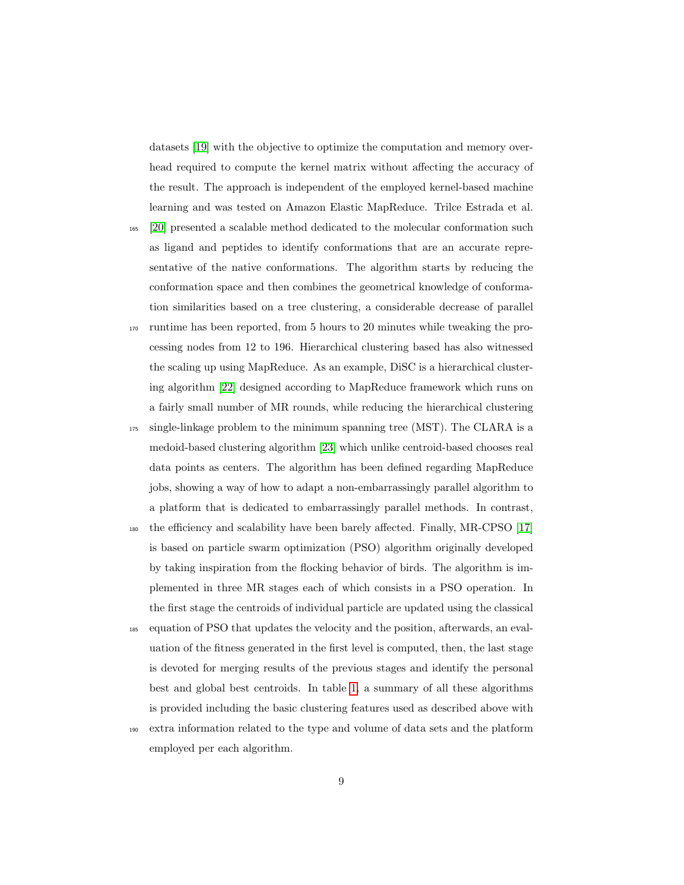datasets [19] with the objective to optimize the computation and memory overhead required to compute the kernel matrix without affecting the accuracy of the result. The approach is independent of the employed kernel-based machine learning and was tested on Amazon Elastic MapReduce. Trilce Estrada et al. [20] presented a scalable method dedicated to the molecular conformation such as ligand and peptides to identify conformations that are an accurate representative of the native conformations. The algorithm starts by reducing the conformation space and then combines the geometrical knowledge of conformation similarities based on a tree clustering, a considerable decrease of parallel runtime has been reported, from 5 hours to 20 minutes while tweaking the processing nodes from 12 to 196. Hierarchical clustering based has also witnessed the scaling up using MapReduce. As an example, DiSC is a hierarchical clustering algorithm [22] designed according to MapReduce framework which runs on a fairly small number of MR rounds, while reducing the hierarchical clustering single-linkage problem to the minimum spanning tree (MST). The CLARA is a medoid-based clustering algorithm [23] which unlike centroid-based chooses real data points as centers. The algorithm has been defined regarding MapReduce jobs, showing a way of how to adapt a non-embarrassingly parallel algorithm to a platform that is dedicated to embarrassingly parallel methods. In contrast, the efficiency and scalability have been barely affected. Finally, MR-CPSO [17] is based on particle swarm optimization (PSO) algorithm originally developed by taking inspiration from the flocking behavior of birds. The algorithm is implemented in three MR stages each of which consists in a PSO operation. In the first stage the centroids of individual particle are updated using the classical equation of PSO that updates the velocity and the position, afterwards, an evaluation of the fitness generated in the first level is computed, then, the last stage is devoted for merging results of the previous stages and identify the personal best and global best centroids. In table 1, a summary of all these algorithms is provided including the basic clustering features used as described above with extra information related to the type and volume of data sets and the platform employed per each algorithm.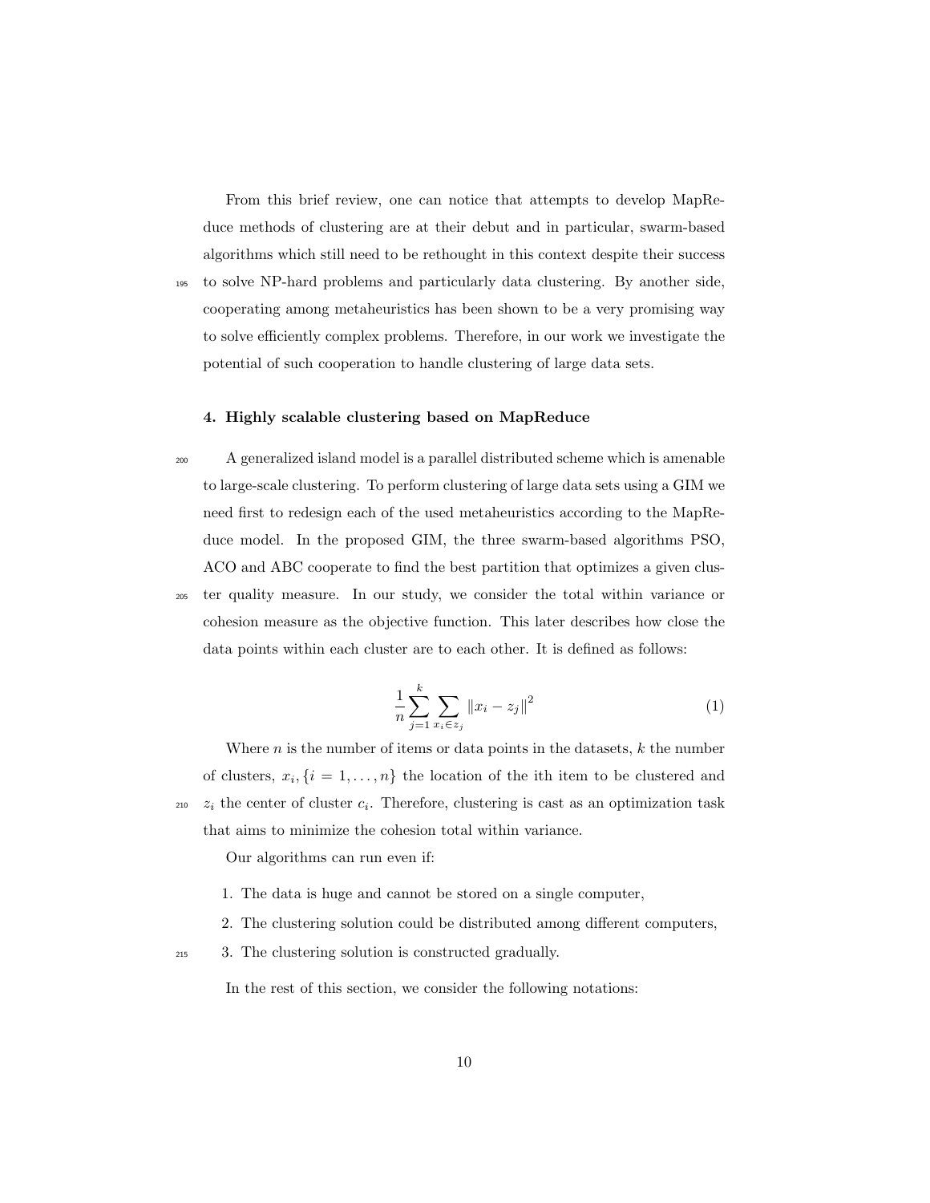From this brief review, one can notice that attempts to develop MapReduce methods of clustering are at their debut and in particular, swarm-based algorithms which still need to be rethought in this context despite their success to solve NP-hard problems and particularly data clustering. By another side, cooperating among metaheuristics has been shown to be a very promising way to solve efficiently complex problems. Therefore, in our work we investigate the potential of such cooperation to handle clustering of large data sets.

## 4. Highly scalable clustering based on MapReduce

A generalized island model is a parallel distributed scheme which is amenable to large-scale clustering. To perform clustering of large data sets using a GIM we need first to redesign each of the used metaheuristics according to the MapReduce model. In the proposed GIM, the three swarm-based algorithms PSO, ACO and ABC cooperate to find the best partition that optimizes a given cluster quality measure. In our study, we consider the total within variance or cohesion measure as the objective function. This later describes how close the data points within each cluster are to each other. It is defined as follows:

$$\frac{1}{n}\sum_{j=1}^{k}\sum_{x_i \in z_j} \|x_i - z_j\|^2 \tag{1}$$

Where $n$ is the number of items or data points in the datasets, $k$ the number of clusters, $x_i, \{i = 1, \ldots, n\}$ the location of the ith item to be clustered and $z_i$ the center of cluster $c_i$. Therefore, clustering is cast as an optimization task that aims to minimize the cohesion total within variance.

Our algorithms can run even if:

1. The data is huge and cannot be stored on a single computer,
2. The clustering solution could be distributed among different computers,
3. The clustering solution is constructed gradually.

In the rest of this section, we consider the following notations: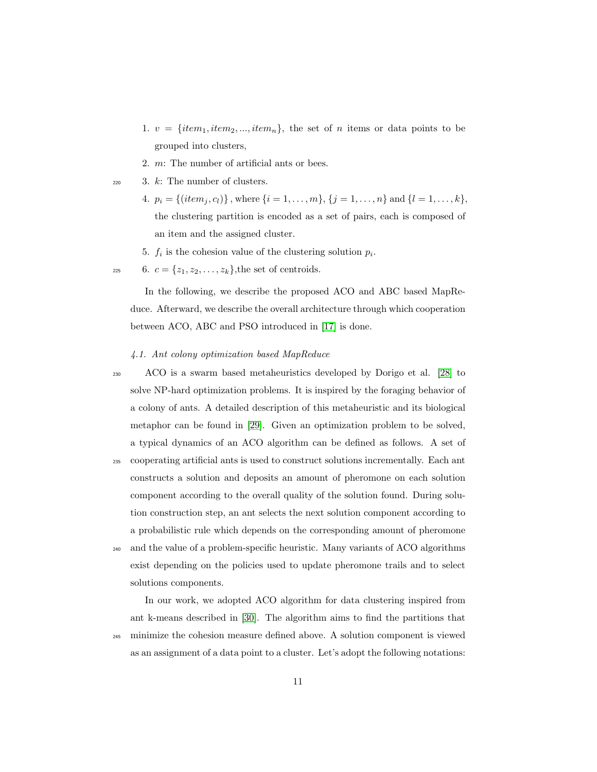1. $v = \{item_1, item_2, ..., item_n\}$, the set of $n$ items or data points to be grouped into clusters,
2. $m$: The number of artificial ants or bees.
3. $k$: The number of clusters.
4. $p_i = \{(item_j, c_l)\}$, where $\{i = 1, \ldots, m\}$, $\{j = 1, \ldots, n\}$ and $\{l = 1, \ldots, k\}$, the clustering partition is encoded as a set of pairs, each is composed of an item and the assigned cluster.
5. $f_i$ is the cohesion value of the clustering solution $p_i$.
6. $c = \{z_1, z_2, \ldots, z_k\}$,the set of centroids.

In the following, we describe the proposed ACO and ABC based MapReduce. Afterward, we describe the overall architecture through which cooperation between ACO, ABC and PSO introduced in [17] is done.

### *4.1. Ant colony optimization based MapReduce*

ACO is a swarm based metaheuristics developed by Dorigo et al. [28] to solve NP-hard optimization problems. It is inspired by the foraging behavior of a colony of ants. A detailed description of this metaheuristic and its biological metaphor can be found in [29]. Given an optimization problem to be solved, a typical dynamics of an ACO algorithm can be defined as follows. A set of cooperating artificial ants is used to construct solutions incrementally. Each ant constructs a solution and deposits an amount of pheromone on each solution component according to the overall quality of the solution found. During solution construction step, an ant selects the next solution component according to a probabilistic rule which depends on the corresponding amount of pheromone and the value of a problem-specific heuristic. Many variants of ACO algorithms exist depending on the policies used to update pheromone trails and to select solutions components.

In our work, we adopted ACO algorithm for data clustering inspired from ant k-means described in [30]. The algorithm aims to find the partitions that minimize the cohesion measure defined above. A solution component is viewed as an assignment of a data point to a cluster. Let's adopt the following notations: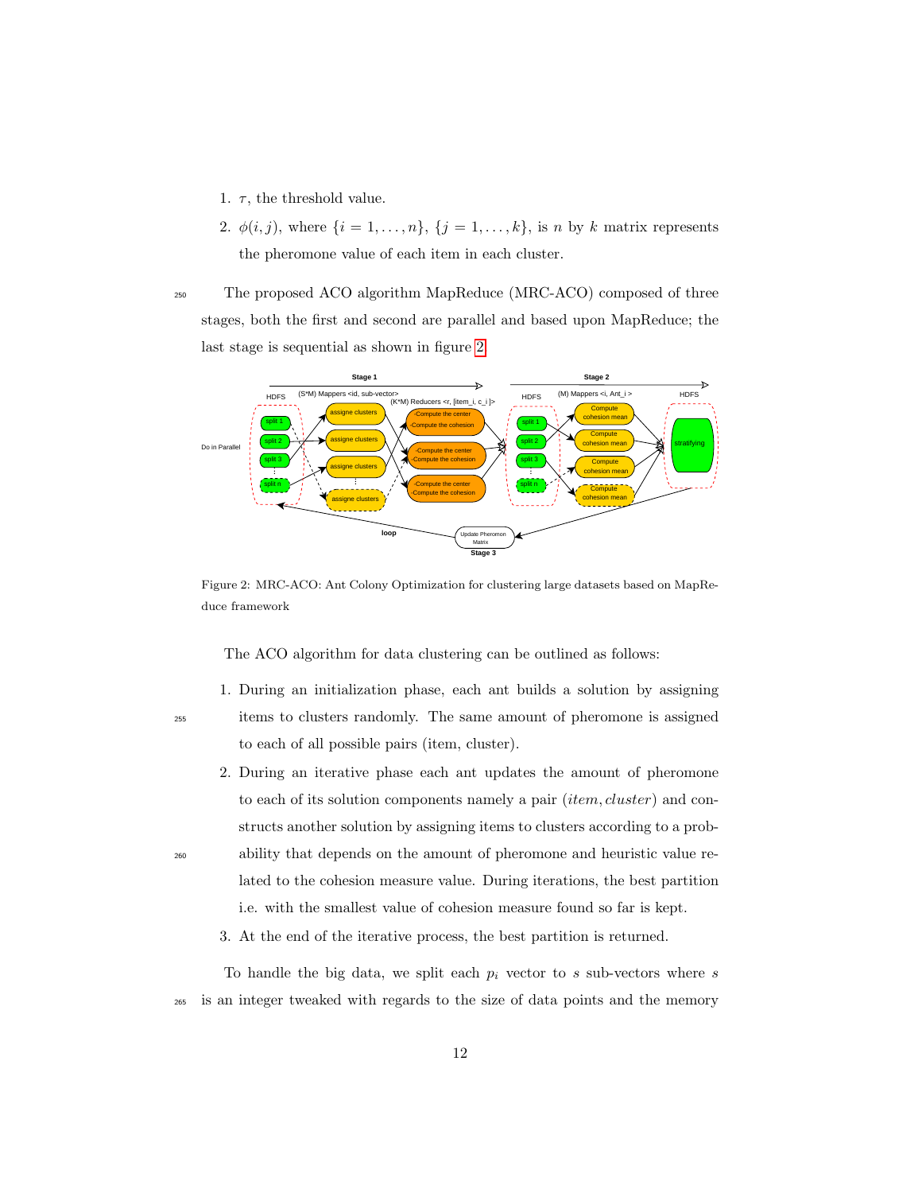1. $\tau$, the threshold value.
2. $\phi(i, j)$, where $\{i = 1, \ldots, n\}$, $\{j = 1, \ldots, k\}$, is $n$ by $k$ matrix represents the pheromone value of each item in each cluster.

The proposed ACO algorithm MapReduce (MRC-ACO) composed of three stages, both the first and second are parallel and based upon MapReduce; the last stage is sequential as shown in figure 2.

Figure 2: MRC-ACO: Ant Colony Optimization for clustering large datasets based on MapReduce framework

The ACO algorithm for data clustering can be outlined as follows:

1. During an initialization phase, each ant builds a solution by assigning items to clusters randomly. The same amount of pheromone is assigned to each of all possible pairs (item, cluster).
2. During an iterative phase each ant updates the amount of pheromone to each of its solution components namely a pair $(item, cluster)$ and constructs another solution by assigning items to clusters according to a probability that depends on the amount of pheromone and heuristic value related to the cohesion measure value. During iterations, the best partition i.e. with the smallest value of cohesion measure found so far is kept.
3. At the end of the iterative process, the best partition is returned.

To handle the big data, we split each $p_i$ vector to $s$ sub-vectors where $s$ is an integer tweaked with regards to the size of data points and the memory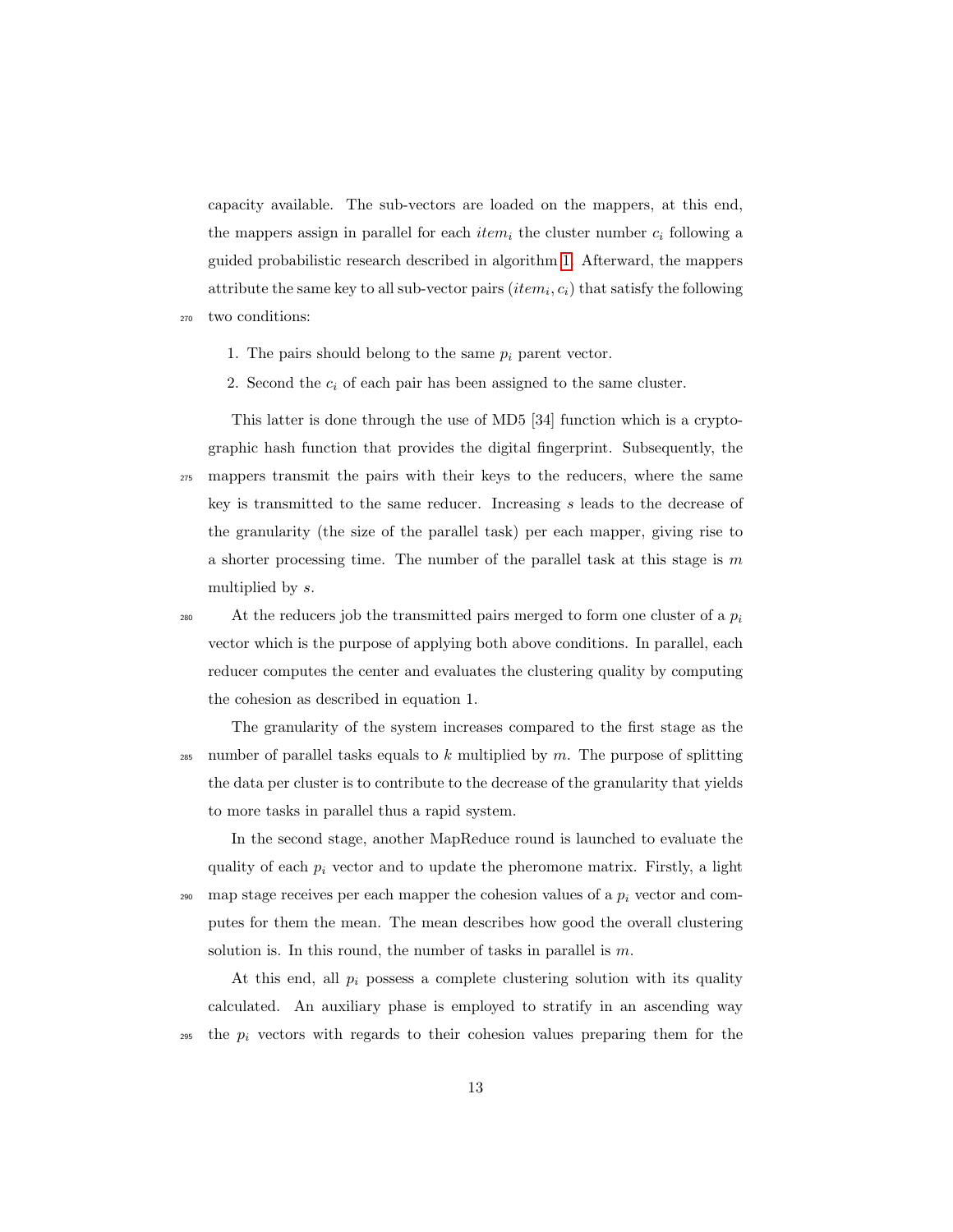capacity available. The sub-vectors are loaded on the mappers, at this end, the mappers assign in parallel for each $item_i$ the cluster number $c_i$ following a guided probabilistic research described in algorithm 1. Afterward, the mappers attribute the same key to all sub-vector pairs $(item_i, c_i)$ that satisfy the following two conditions:

1. The pairs should belong to the same $p_i$ parent vector.
2. Second the $c_i$ of each pair has been assigned to the same cluster.

This latter is done through the use of MD5 [34] function which is a cryptographic hash function that provides the digital fingerprint. Subsequently, the mappers transmit the pairs with their keys to the reducers, where the same key is transmitted to the same reducer. Increasing $s$ leads to the decrease of the granularity (the size of the parallel task) per each mapper, giving rise to a shorter processing time. The number of the parallel task at this stage is $m$ multiplied by $s$.

At the reducers job the transmitted pairs merged to form one cluster of a $p_i$ vector which is the purpose of applying both above conditions. In parallel, each reducer computes the center and evaluates the clustering quality by computing the cohesion as described in equation 1.

The granularity of the system increases compared to the first stage as the number of parallel tasks equals to $k$ multiplied by $m$. The purpose of splitting the data per cluster is to contribute to the decrease of the granularity that yields to more tasks in parallel thus a rapid system.

In the second stage, another MapReduce round is launched to evaluate the quality of each $p_i$ vector and to update the pheromone matrix. Firstly, a light map stage receives per each mapper the cohesion values of a $p_i$ vector and computes for them the mean. The mean describes how good the overall clustering solution is. In this round, the number of tasks in parallel is $m$.

At this end, all $p_i$ possess a complete clustering solution with its quality calculated. An auxiliary phase is employed to stratify in an ascending way the $p_i$ vectors with regards to their cohesion values preparing them for the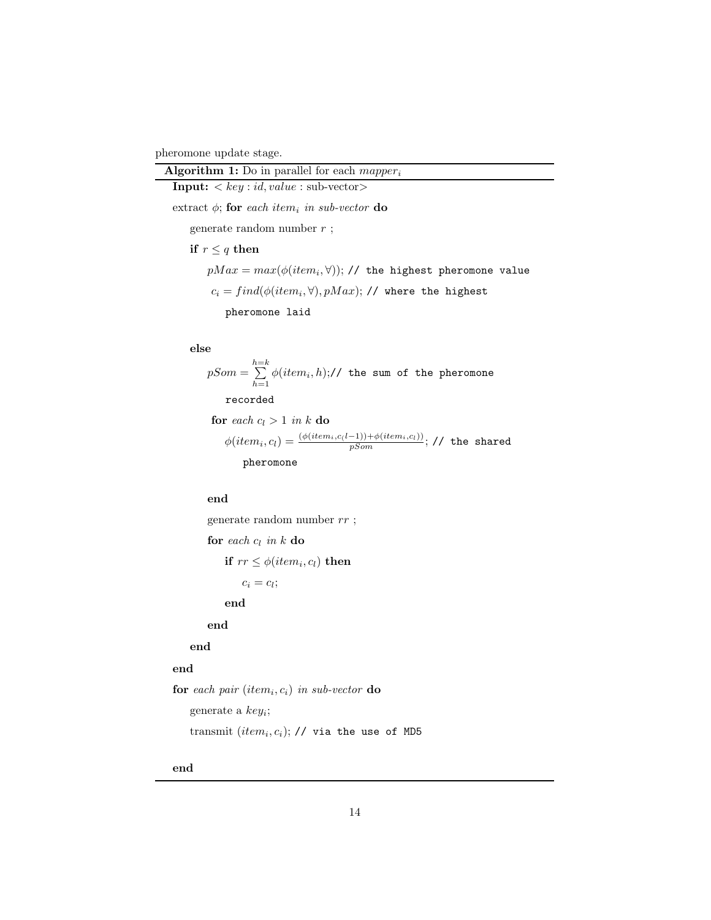pheromone update stage.

**Algorithm 1:** Do in parallel for each $mapper_i$

**Input:** $< key : id, value :$ sub-vector$>$

extract $\phi$; **for** *each* $item_i$ *in sub-vector* **do**

  generate random number $r$ ;

  **if** $r \leq q$ **then**

    $pMax = max(\phi(item_i, \forall))$; `// the highest pheromone value`

    $c_i = find(\phi(item_i, \forall), pMax)$; `// where the highest pheromone laid`

  **else**

    $pSom = \sum_{h=1}^{h=k} \phi(item_i, h)$;`// the sum of the pheromone recorded`

    **for** *each* $c_l > 1$ *in* $k$ **do**

      $\phi(item_i, c_l) = \frac{(\phi(item_i, c_(l-1)) + \phi(item_i, c_l))}{pSom}$; `// the shared pheromone`

    **end**

    generate random number $rr$ ;

    **for** *each* $c_l$ *in* $k$ **do**

      **if** $rr \leq \phi(item_i, c_l)$ **then**

        $c_i = c_l$;

      **end**

    **end**

  **end**

**end**

**for** *each pair* $(item_i, c_i)$ *in sub-vector* **do**

  generate a $key_i$;

  transmit $(item_i, c_i)$; `// via the use of MD5`

**end**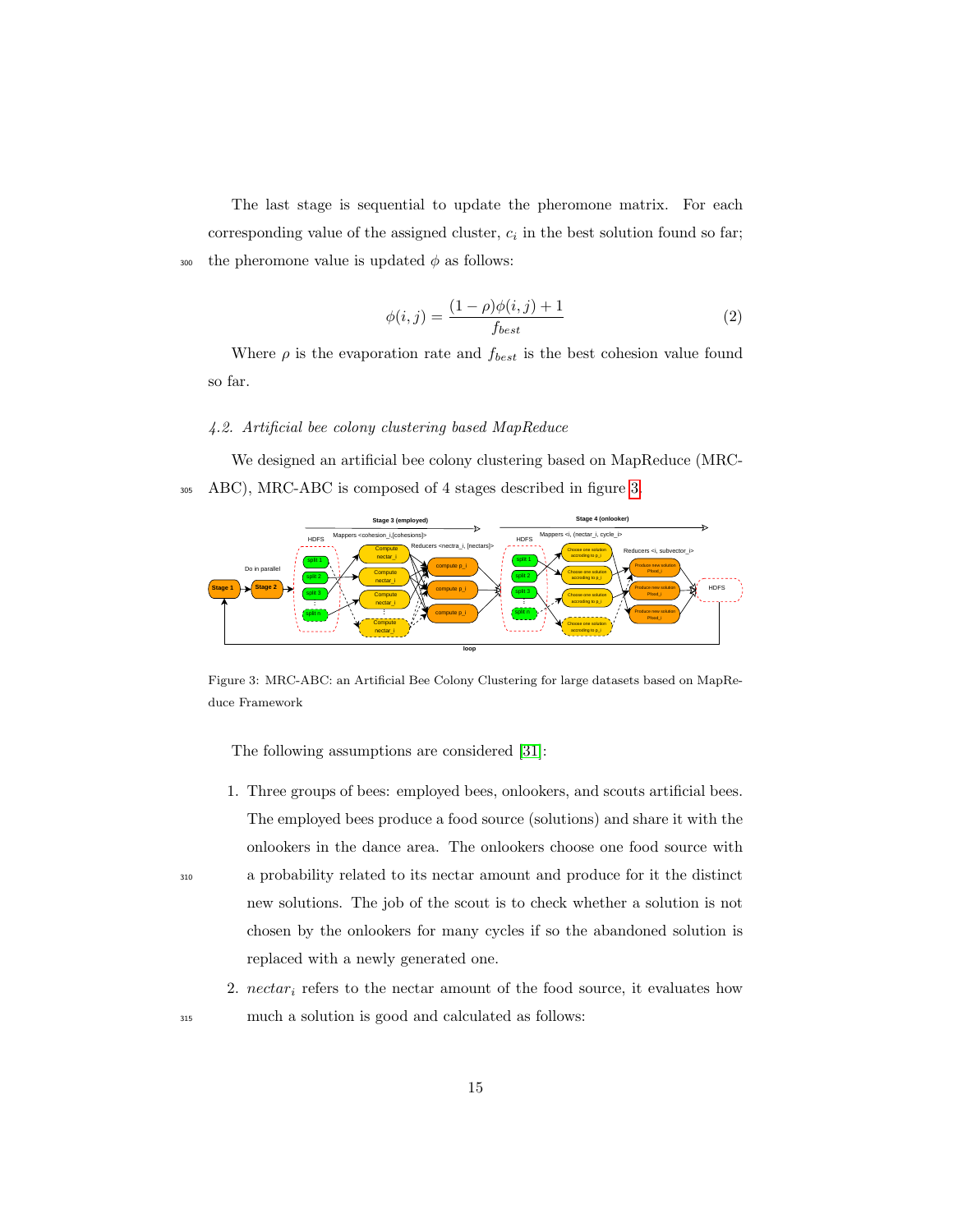The last stage is sequential to update the pheromone matrix. For each corresponding value of the assigned cluster, $c_i$ in the best solution found so far; the pheromone value is updated $\phi$ as follows:

$$\phi(i,j) = \frac{(1-\rho)\phi(i,j) + 1}{f_{best}} \tag{2}$$

Where $\rho$ is the evaporation rate and $f_{best}$ is the best cohesion value found so far.

### 4.2. Artificial bee colony clustering based MapReduce

We designed an artificial bee colony clustering based on MapReduce (MRC-ABC), MRC-ABC is composed of 4 stages described in figure 3.

Figure 3: MRC-ABC: an Artificial Bee Colony Clustering for large datasets based on MapReduce Framework

The following assumptions are considered [31]:

1. Three groups of bees: employed bees, onlookers, and scouts artificial bees. The employed bees produce a food source (solutions) and share it with the onlookers in the dance area. The onlookers choose one food source with a probability related to its nectar amount and produce for it the distinct new solutions. The job of the scout is to check whether a solution is not chosen by the onlookers for many cycles if so the abandoned solution is replaced with a newly generated one.
2. $nectar_i$ refers to the nectar amount of the food source, it evaluates how much a solution is good and calculated as follows: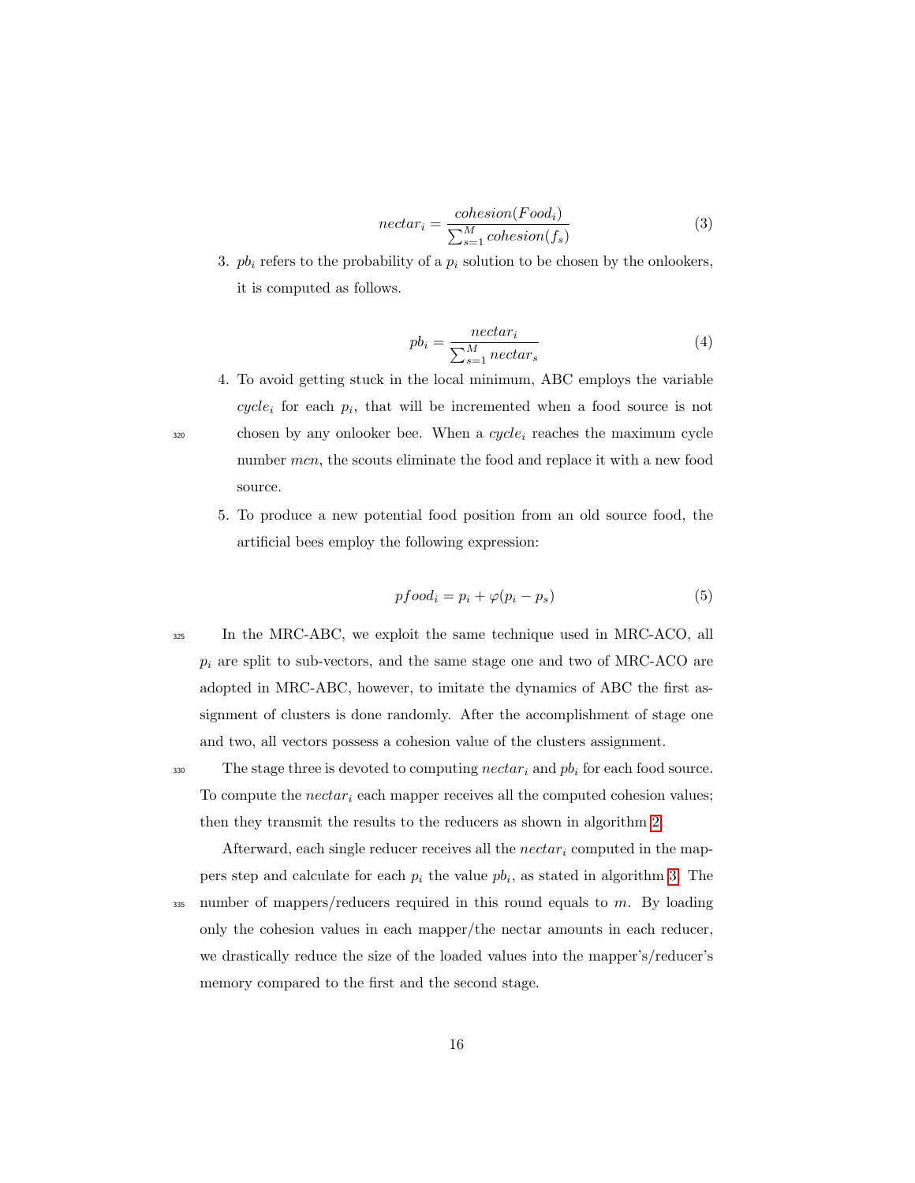$$nectar_i = \frac{cohesion(Food_i)}{\sum_{s=1}^{M} cohesion(f_s)} \tag{3}$$

3. $pb_i$ refers to the probability of a $p_i$ solution to be chosen by the onlookers, it is computed as follows.

$$pb_i = \frac{nectar_i}{\sum_{s=1}^{M} nectar_s} \tag{4}$$

4. To avoid getting stuck in the local minimum, ABC employs the variable $cycle_i$ for each $p_i$, that will be incremented when a food source is not chosen by any onlooker bee. When a $cycle_i$ reaches the maximum cycle number $mcn$, the scouts eliminate the food and replace it with a new food source.

5. To produce a new potential food position from an old source food, the artificial bees employ the following expression:

$$pfood_i = p_i + \varphi(p_i - p_s) \tag{5}$$

In the MRC-ABC, we exploit the same technique used in MRC-ACO, all $p_i$ are split to sub-vectors, and the same stage one and two of MRC-ACO are adopted in MRC-ABC, however, to imitate the dynamics of ABC the first assignment of clusters is done randomly. After the accomplishment of stage one and two, all vectors possess a cohesion value of the clusters assignment.

The stage three is devoted to computing $nectar_i$ and $pb_i$ for each food source. To compute the $nectar_i$ each mapper receives all the computed cohesion values; then they transmit the results to the reducers as shown in algorithm 2.

Afterward, each single reducer receives all the $nectar_i$ computed in the mappers step and calculate for each $p_i$ the value $pb_i$, as stated in algorithm 3. The number of mappers/reducers required in this round equals to $m$. By loading only the cohesion values in each mapper/the nectar amounts in each reducer, we drastically reduce the size of the loaded values into the mapper's/reducer's memory compared to the first and the second stage.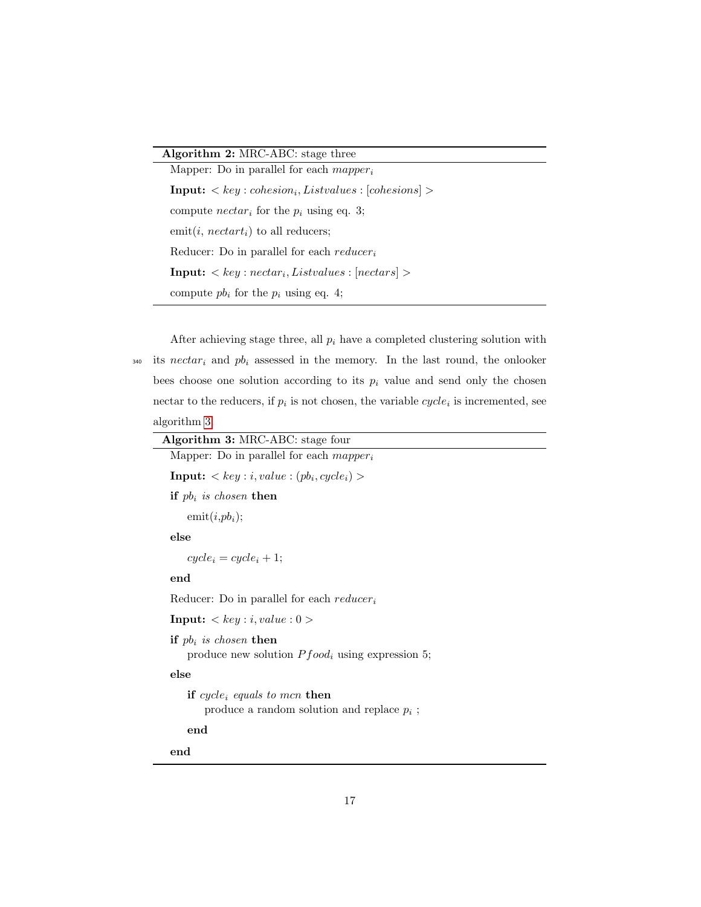**Algorithm 2:** MRC-ABC: stage three

```
Mapper: Do in parallel for each mapper_i
Input: < key : cohesion_i, Listvalues : [cohesions] >
compute nectar_i for the p_i using eq. 3;
emit(i, nectart_i) to all reducers;
Reducer: Do in parallel for each reducer_i
Input: < key : nectar_i, Listvalues : [nectars] >
compute pb_i for the p_i using eq. 4;
```

After achieving stage three, all $p_i$ have a completed clustering solution with its $nectar_i$ and $pb_i$ assessed in the memory. In the last round, the onlooker bees choose one solution according to its $p_i$ value and send only the chosen nectar to the reducers, if $p_i$ is not chosen, the variable $cycle_i$ is incremented, see algorithm 3.

**Algorithm 3:** MRC-ABC: stage four

```
Mapper: Do in parallel for each mapper_i
Input: < key : i, value : (pb_i, cycle_i) >
if pb_i is chosen then
    emit(i,pb_i);
else
    cycle_i = cycle_i + 1;
end
Reducer: Do in parallel for each reducer_i
Input: < key : i, value : 0 >
if pb_i is chosen then
    produce new solution Pfood_i using expression 5;
else
    if cycle_i equals to mcn then
        produce a random solution and replace p_i ;
    end
end
```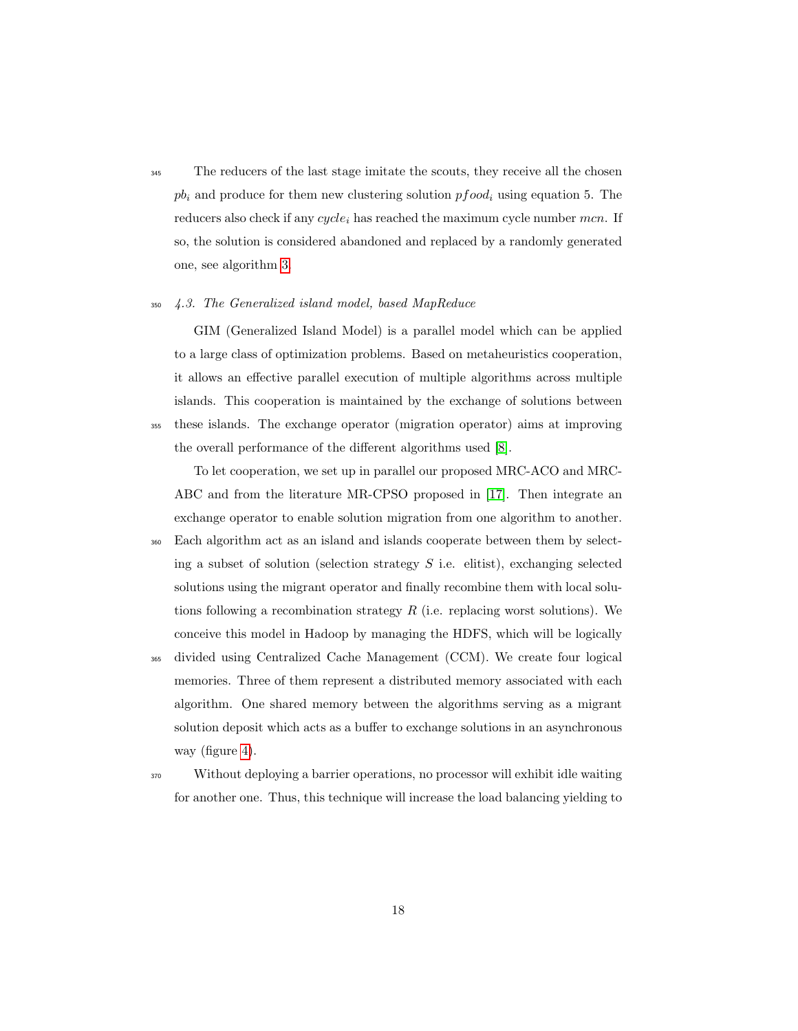The reducers of the last stage imitate the scouts, they receive all the chosen $pb_i$ and produce for them new clustering solution $pfood_i$ using equation 5. The reducers also check if any $cycle_i$ has reached the maximum cycle number $mcn$. If so, the solution is considered abandoned and replaced by a randomly generated one, see algorithm 3.

### 4.3. The Generalized island model, based MapReduce

GIM (Generalized Island Model) is a parallel model which can be applied to a large class of optimization problems. Based on metaheuristics cooperation, it allows an effective parallel execution of multiple algorithms across multiple islands. This cooperation is maintained by the exchange of solutions between these islands. The exchange operator (migration operator) aims at improving the overall performance of the different algorithms used [8].

To let cooperation, we set up in parallel our proposed MRC-ACO and MRC-ABC and from the literature MR-CPSO proposed in [17]. Then integrate an exchange operator to enable solution migration from one algorithm to another. Each algorithm act as an island and islands cooperate between them by selecting a subset of solution (selection strategy $S$ i.e. elitist), exchanging selected solutions using the migrant operator and finally recombine them with local solutions following a recombination strategy $R$ (i.e. replacing worst solutions). We conceive this model in Hadoop by managing the HDFS, which will be logically divided using Centralized Cache Management (CCM). We create four logical memories. Three of them represent a distributed memory associated with each algorithm. One shared memory between the algorithms serving as a migrant solution deposit which acts as a buffer to exchange solutions in an asynchronous way (figure 4).

Without deploying a barrier operations, no processor will exhibit idle waiting for another one. Thus, this technique will increase the load balancing yielding to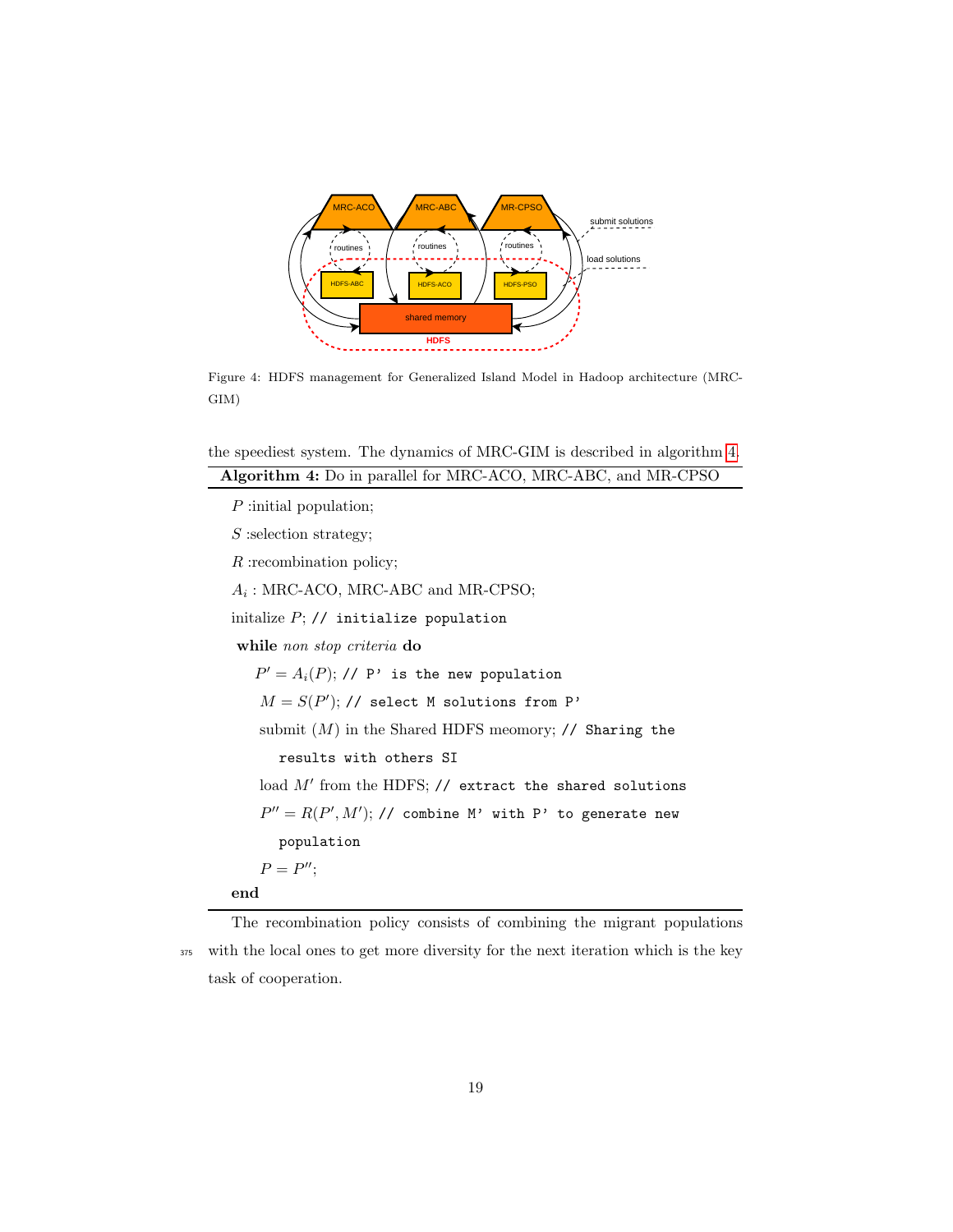Figure 4: HDFS management for Generalized Island Model in Hadoop architecture (MRC-GIM)

the speediest system. The dynamics of MRC-GIM is described in algorithm 4.

**Algorithm 4:** Do in parallel for MRC-ACO, MRC-ABC, and MR-CPSO

$P$ :initial population;

$S$ :selection strategy;

$R$ :recombination policy;

$A_i$ : MRC-ACO, MRC-ABC and MR-CPSO;

initalize $P$; `// initialize population`

**while** *non stop criteria* **do**

  $P' = A_i(P)$; `// P' is the new population`

  $M = S(P')$; `// select M solutions from P'`

  submit $(M)$ in the Shared HDFS meomory; `// Sharing the results with others SI`

  load $M'$ from the HDFS; `// extract the shared solutions`

  $P'' = R(P', M')$; `// combine M' with P' to generate new population`

  $P = P''$;

**end**

The recombination policy consists of combining the migrant populations with the local ones to get more diversity for the next iteration which is the key task of cooperation.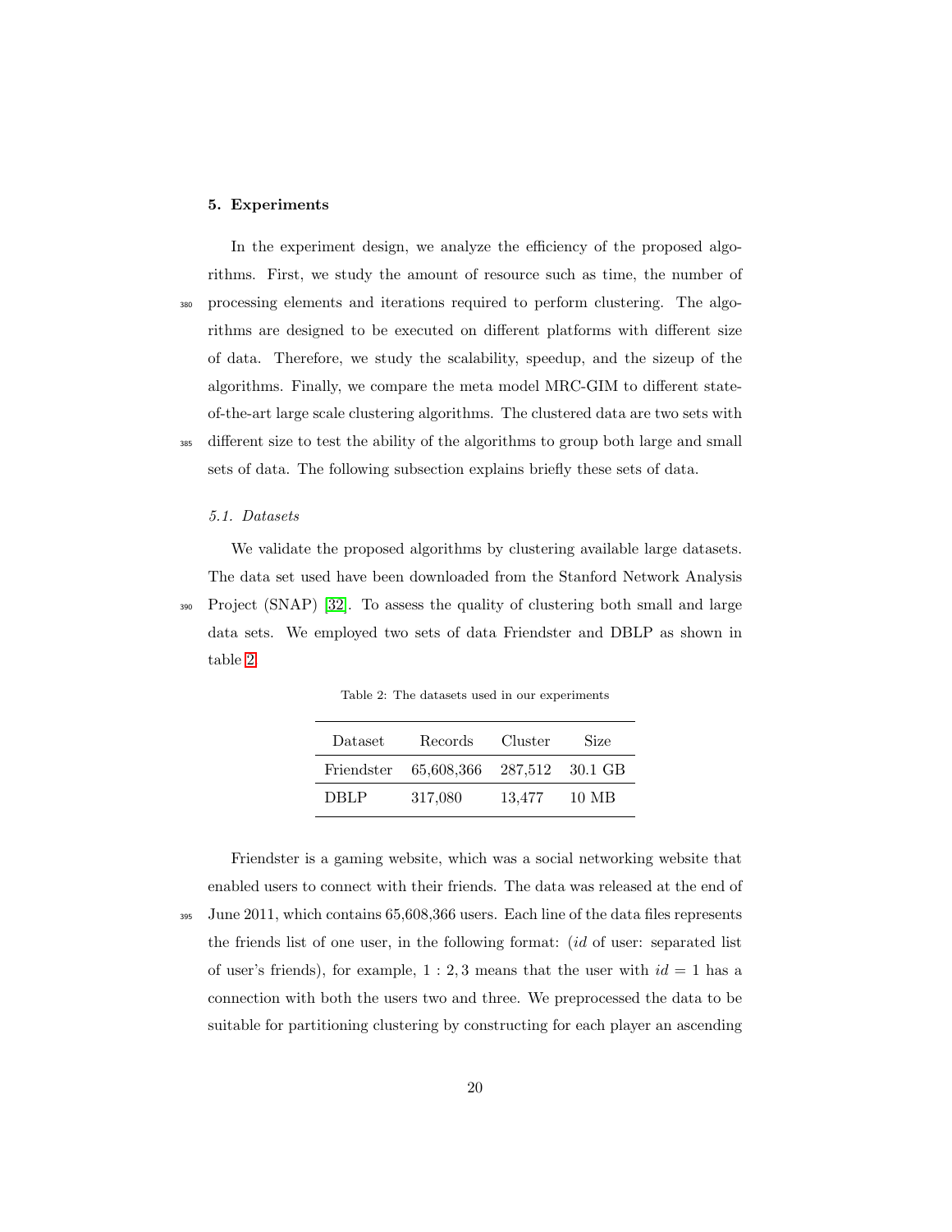## 5. Experiments

In the experiment design, we analyze the efficiency of the proposed algorithms. First, we study the amount of resource such as time, the number of processing elements and iterations required to perform clustering. The algorithms are designed to be executed on different platforms with different size of data. Therefore, we study the scalability, speedup, and the sizeup of the algorithms. Finally, we compare the meta model MRC-GIM to different state-of-the-art large scale clustering algorithms. The clustered data are two sets with different size to test the ability of the algorithms to group both large and small sets of data. The following subsection explains briefly these sets of data.

### 5.1. Datasets

We validate the proposed algorithms by clustering available large datasets. The data set used have been downloaded from the Stanford Network Analysis Project (SNAP) [32]. To assess the quality of clustering both small and large data sets. We employed two sets of data Friendster and DBLP as shown in table 2.

Table 2: The datasets used in our experiments

| Dataset | Records | Cluster | Size |
|---|---|---|---|
| Friendster | 65,608,366 | 287,512 | 30.1 GB |
| DBLP | 317,080 | 13,477 | 10 MB |

Friendster is a gaming website, which was a social networking website that enabled users to connect with their friends. The data was released at the end of June 2011, which contains 65,608,366 users. Each line of the data files represents the friends list of one user, in the following format: (*id* of user: separated list of user's friends), for example, $1 : 2, 3$ means that the user with $id = 1$ has a connection with both the users two and three. We preprocessed the data to be suitable for partitioning clustering by constructing for each player an ascending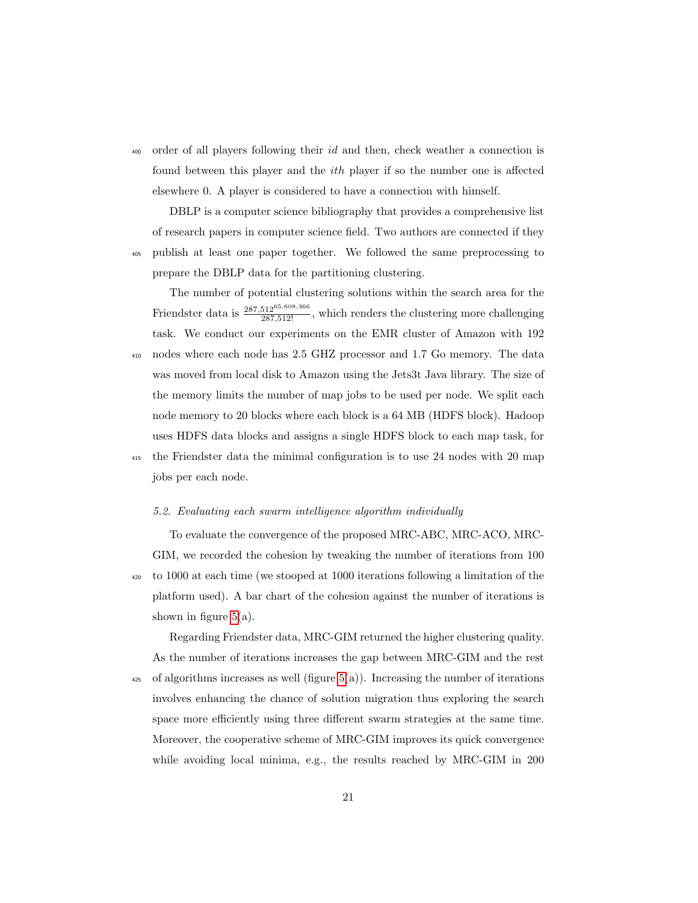order of all players following their *id* and then, check weather a connection is found between this player and the *ith* player if so the number one is affected elsewhere 0. A player is considered to have a connection with himself.

DBLP is a computer science bibliography that provides a comprehensive list of research papers in computer science field. Two authors are connected if they publish at least one paper together. We followed the same preprocessing to prepare the DBLP data for the partitioning clustering.

The number of potential clustering solutions within the search area for the Friendster data is $\frac{287{,}512^{65{,}608{,}366}}{287{,}512!}$, which renders the clustering more challenging task. We conduct our experiments on the EMR cluster of Amazon with 192 nodes where each node has 2.5 GHZ processor and 1.7 Go memory. The data was moved from local disk to Amazon using the Jets3t Java library. The size of the memory limits the number of map jobs to be used per node. We split each node memory to 20 blocks where each block is a 64 MB (HDFS block). Hadoop uses HDFS data blocks and assigns a single HDFS block to each map task, for the Friendster data the minimal configuration is to use 24 nodes with 20 map jobs per each node.

### 5.2. Evaluating each swarm intelligence algorithm individually

To evaluate the convergence of the proposed MRC-ABC, MRC-ACO, MRC-GIM, we recorded the cohesion by tweaking the number of iterations from 100 to 1000 at each time (we stooped at 1000 iterations following a limitation of the platform used). A bar chart of the cohesion against the number of iterations is shown in figure 5(a).

Regarding Friendster data, MRC-GIM returned the higher clustering quality. As the number of iterations increases the gap between MRC-GIM and the rest of algorithms increases as well (figure 5(a)). Increasing the number of iterations involves enhancing the chance of solution migration thus exploring the search space more efficiently using three different swarm strategies at the same time. Moreover, the cooperative scheme of MRC-GIM improves its quick convergence while avoiding local minima, e.g., the results reached by MRC-GIM in 200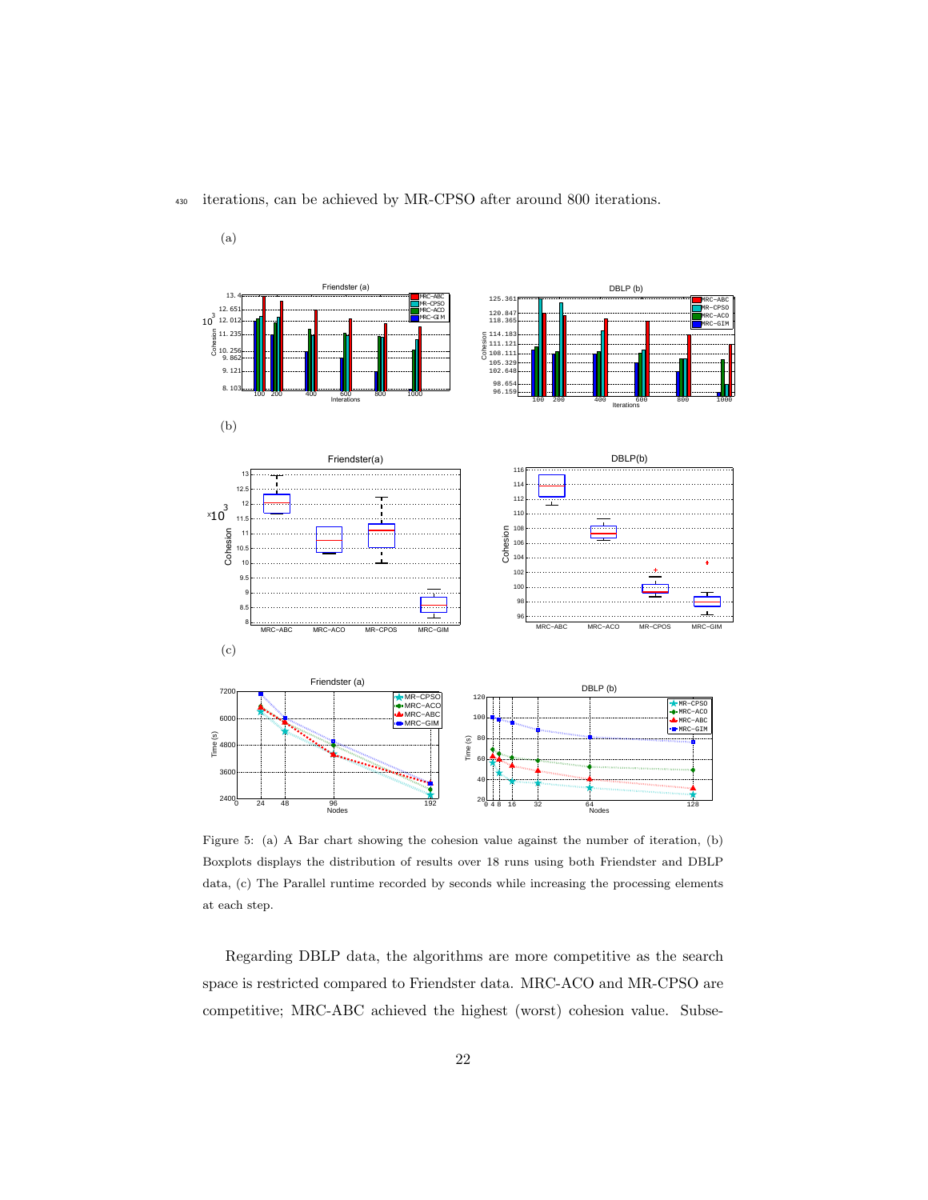iterations, can be achieved by MR-CPSO after around 800 iterations.

(a)

(b)

(c)

Figure 5: (a) A Bar chart showing the cohesion value against the number of iteration, (b) Boxplots displays the distribution of results over 18 runs using both Friendster and DBLP data, (c) The Parallel runtime recorded by seconds while increasing the processing elements at each step.

Regarding DBLP data, the algorithms are more competitive as the search space is restricted compared to Friendster data. MRC-ACO and MR-CPSO are competitive; MRC-ABC achieved the highest (worst) cohesion value. Subse-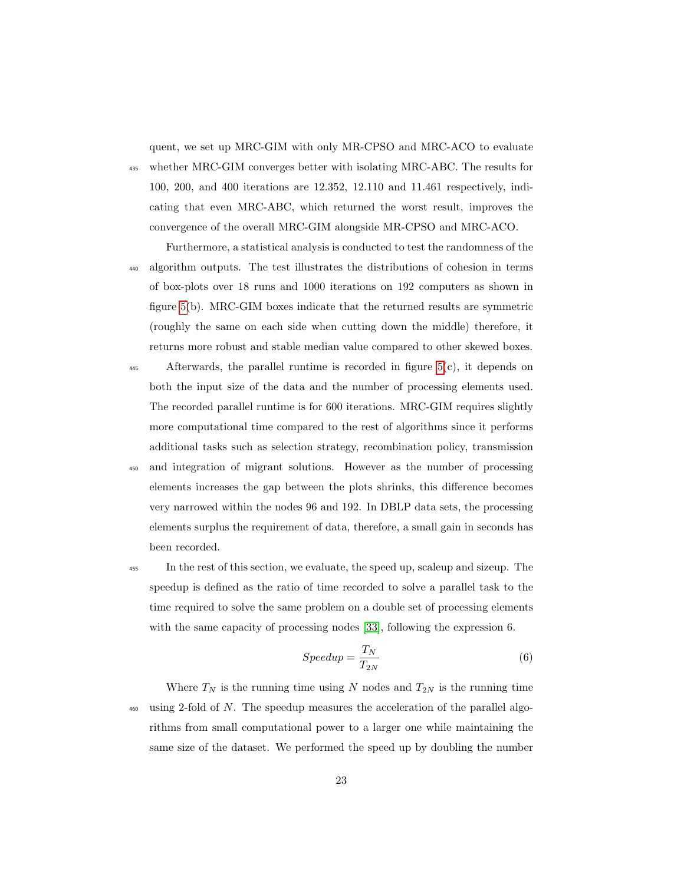quent, we set up MRC-GIM with only MR-CPSO and MRC-ACO to evaluate whether MRC-GIM converges better with isolating MRC-ABC. The results for 100, 200, and 400 iterations are 12.352, 12.110 and 11.461 respectively, indicating that even MRC-ABC, which returned the worst result, improves the convergence of the overall MRC-GIM alongside MR-CPSO and MRC-ACO.

Furthermore, a statistical analysis is conducted to test the randomness of the algorithm outputs. The test illustrates the distributions of cohesion in terms of box-plots over 18 runs and 1000 iterations on 192 computers as shown in figure 5(b). MRC-GIM boxes indicate that the returned results are symmetric (roughly the same on each side when cutting down the middle) therefore, it returns more robust and stable median value compared to other skewed boxes.

Afterwards, the parallel runtime is recorded in figure 5(c), it depends on both the input size of the data and the number of processing elements used. The recorded parallel runtime is for 600 iterations. MRC-GIM requires slightly more computational time compared to the rest of algorithms since it performs additional tasks such as selection strategy, recombination policy, transmission and integration of migrant solutions. However as the number of processing elements increases the gap between the plots shrinks, this difference becomes very narrowed within the nodes 96 and 192. In DBLP data sets, the processing elements surplus the requirement of data, therefore, a small gain in seconds has been recorded.

In the rest of this section, we evaluate, the speed up, scaleup and sizeup. The speedup is defined as the ratio of time recorded to solve a parallel task to the time required to solve the same problem on a double set of processing elements with the same capacity of processing nodes [33], following the expression 6.

$$Speedup = \frac{T_N}{T_{2N}} \tag{6}$$

Where $T_N$ is the running time using $N$ nodes and $T_{2N}$ is the running time using 2-fold of $N$. The speedup measures the acceleration of the parallel algorithms from small computational power to a larger one while maintaining the same size of the dataset. We performed the speed up by doubling the number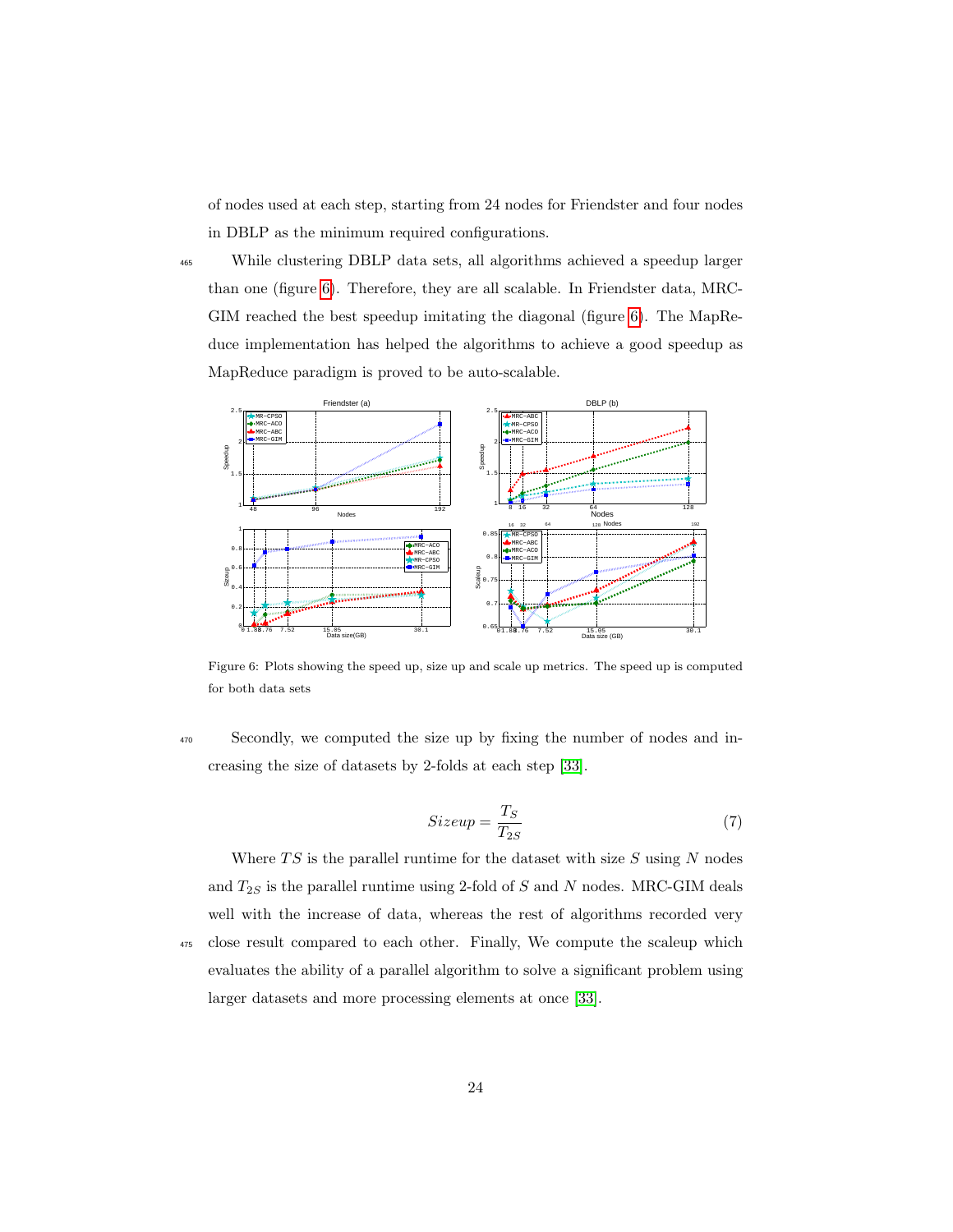of nodes used at each step, starting from 24 nodes for Friendster and four nodes in DBLP as the minimum required configurations.

While clustering DBLP data sets, all algorithms achieved a speedup larger than one (figure 6). Therefore, they are all scalable. In Friendster data, MRC-GIM reached the best speedup imitating the diagonal (figure 6). The MapReduce implementation has helped the algorithms to achieve a good speedup as MapReduce paradigm is proved to be auto-scalable.

Figure 6: Plots showing the speed up, size up and scale up metrics. The speed up is computed for both data sets

Secondly, we computed the size up by fixing the number of nodes and increasing the size of datasets by 2-folds at each step [33].

$$Sizeup = \frac{T_S}{T_{2S}} \tag{7}$$

Where $TS$ is the parallel runtime for the dataset with size $S$ using $N$ nodes and $T_{2S}$ is the parallel runtime using 2-fold of $S$ and $N$ nodes. MRC-GIM deals well with the increase of data, whereas the rest of algorithms recorded very close result compared to each other. Finally, We compute the scaleup which evaluates the ability of a parallel algorithm to solve a significant problem using larger datasets and more processing elements at once [33].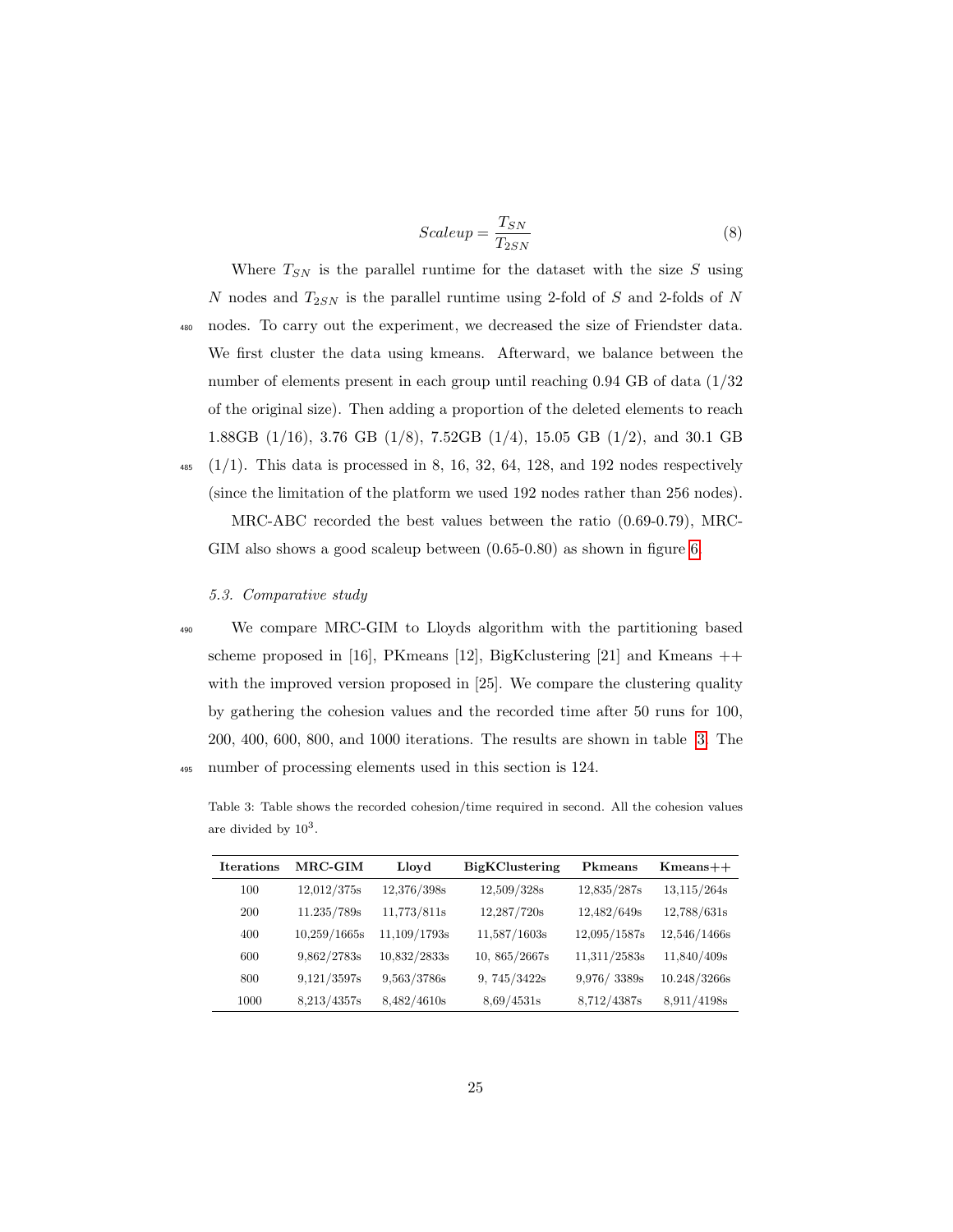$$Scaleup = \frac{T_{SN}}{T_{2SN}} \tag{8}$$

Where $T_{SN}$ is the parallel runtime for the dataset with the size $S$ using $N$ nodes and $T_{2SN}$ is the parallel runtime using 2-fold of $S$ and 2-folds of $N$ nodes. To carry out the experiment, we decreased the size of Friendster data. We first cluster the data using kmeans. Afterward, we balance between the number of elements present in each group until reaching 0.94 GB of data (1/32 of the original size). Then adding a proportion of the deleted elements to reach 1.88GB (1/16), 3.76 GB (1/8), 7.52GB (1/4), 15.05 GB (1/2), and 30.1 GB (1/1). This data is processed in 8, 16, 32, 64, 128, and 192 nodes respectively (since the limitation of the platform we used 192 nodes rather than 256 nodes).

MRC-ABC recorded the best values between the ratio (0.69-0.79), MRC-GIM also shows a good scaleup between (0.65-0.80) as shown in figure 6.

### 5.3. Comparative study

We compare MRC-GIM to Lloyds algorithm with the partitioning based scheme proposed in [16], PKmeans [12], BigKclustering [21] and Kmeans ++ with the improved version proposed in [25]. We compare the clustering quality by gathering the cohesion values and the recorded time after 50 runs for 100, 200, 400, 600, 800, and 1000 iterations. The results are shown in table 3. The number of processing elements used in this section is 124.

Table 3: Table shows the recorded cohesion/time required in second. All the cohesion values are divided by $10^3$.

| Iterations | MRC-GIM | Lloyd | BigKClustering | Pkmeans | Kmeans++ |
|---|---|---|---|---|---|
| 100 | 12,012/375s | 12,376/398s | 12,509/328s | 12,835/287s | 13,115/264s |
| 200 | 11.235/789s | 11,773/811s | 12,287/720s | 12,482/649s | 12,788/631s |
| 400 | 10,259/1665s | 11,109/1793s | 11,587/1603s | 12,095/1587s | 12,546/1466s |
| 600 | 9,862/2783s | 10,832/2833s | 10, 865/2667s | 11,311/2583s | 11,840/409s |
| 800 | 9,121/3597s | 9,563/3786s | 9, 745/3422s | 9,976/ 3389s | 10.248/3266s |
| 1000 | 8,213/4357s | 8,482/4610s | 8,69/4531s | 8,712/4387s | 8,911/4198s |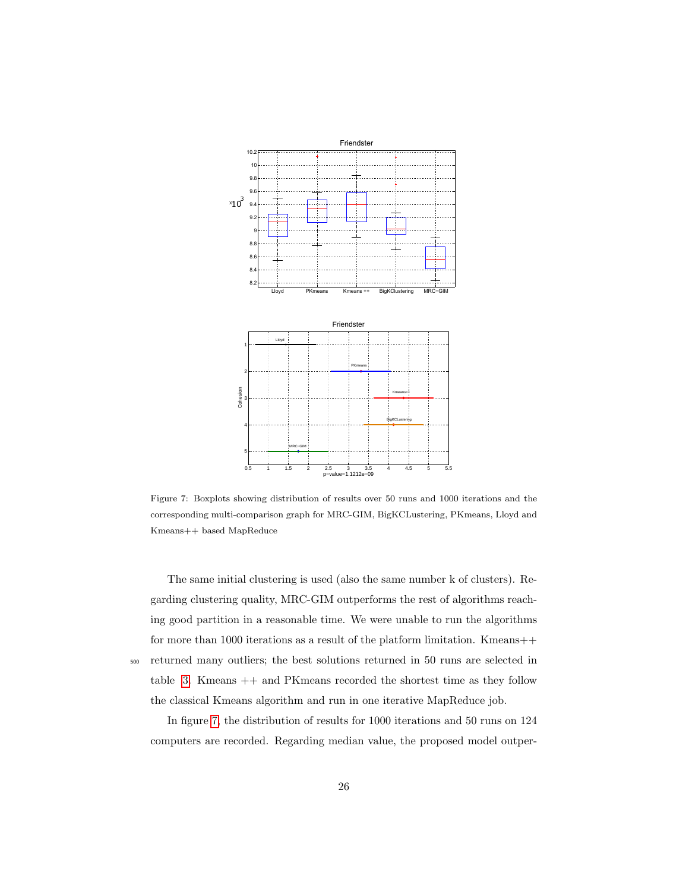Figure 7: Boxplots showing distribution of results over 50 runs and 1000 iterations and the corresponding multi-comparison graph for MRC-GIM, BigKCLustering, PKmeans, Lloyd and Kmeans++ based MapReduce

The same initial clustering is used (also the same number k of clusters). Regarding clustering quality, MRC-GIM outperforms the rest of algorithms reaching good partition in a reasonable time. We were unable to run the algorithms for more than 1000 iterations as a result of the platform limitation. Kmeans++ returned many outliers; the best solutions returned in 50 runs are selected in table 3. Kmeans ++ and PKmeans recorded the shortest time as they follow the classical Kmeans algorithm and run in one iterative MapReduce job.

In figure 7, the distribution of results for 1000 iterations and 50 runs on 124 computers are recorded. Regarding median value, the proposed model outper-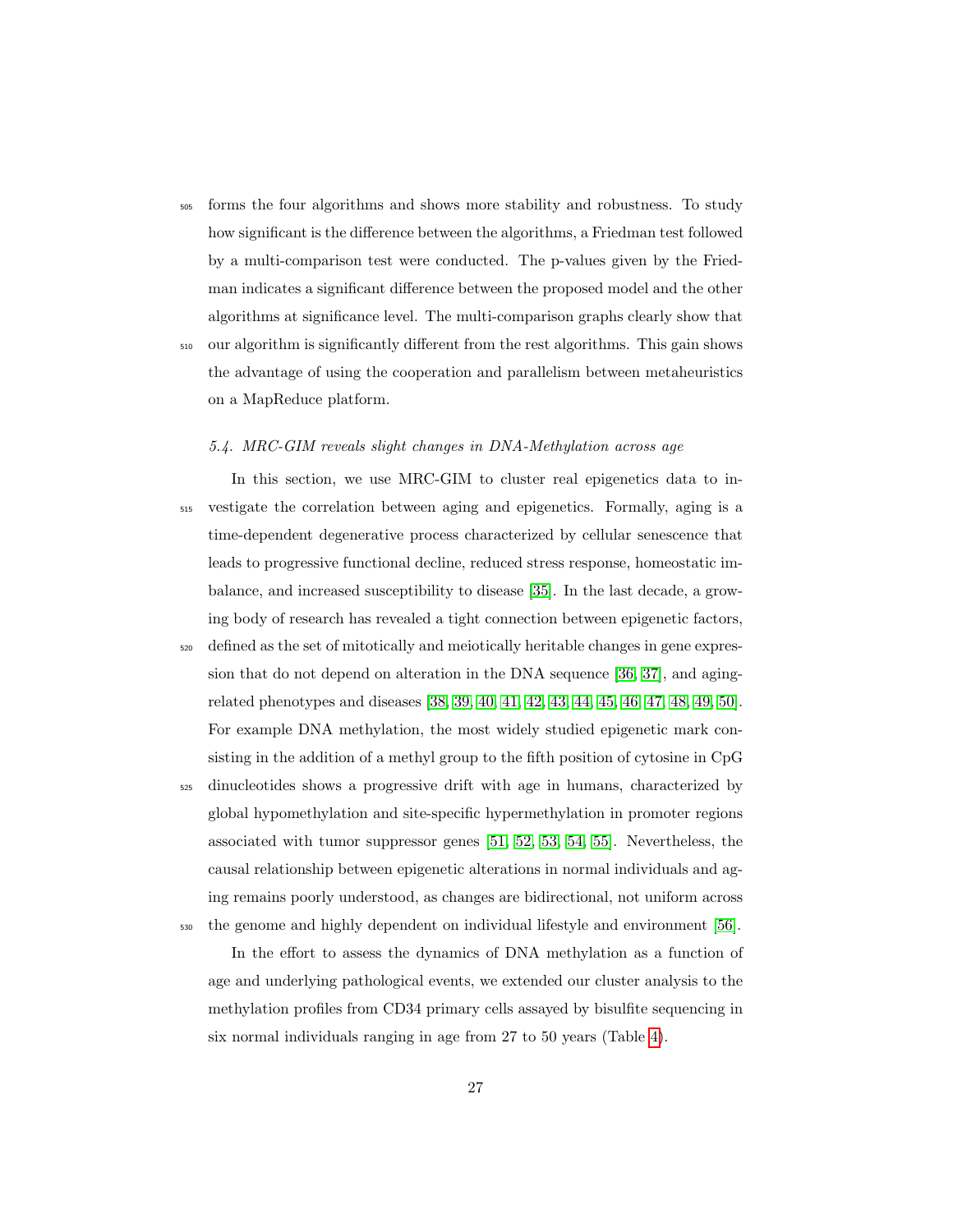forms the four algorithms and shows more stability and robustness. To study how significant is the difference between the algorithms, a Friedman test followed by a multi-comparison test were conducted. The p-values given by the Friedman indicates a significant difference between the proposed model and the other algorithms at significance level. The multi-comparison graphs clearly show that our algorithm is significantly different from the rest algorithms. This gain shows the advantage of using the cooperation and parallelism between metaheuristics on a MapReduce platform.

### *5.4. MRC-GIM reveals slight changes in DNA-Methylation across age*

In this section, we use MRC-GIM to cluster real epigenetics data to investigate the correlation between aging and epigenetics. Formally, aging is a time-dependent degenerative process characterized by cellular senescence that leads to progressive functional decline, reduced stress response, homeostatic imbalance, and increased susceptibility to disease [35]. In the last decade, a growing body of research has revealed a tight connection between epigenetic factors, defined as the set of mitotically and meiotically heritable changes in gene expression that do not depend on alteration in the DNA sequence [36, 37], and aging-related phenotypes and diseases [38, 39, 40, 41, 42, 43, 44, 45, 46, 47, 48, 49, 50]. For example DNA methylation, the most widely studied epigenetic mark consisting in the addition of a methyl group to the fifth position of cytosine in CpG dinucleotides shows a progressive drift with age in humans, characterized by global hypomethylation and site-specific hypermethylation in promoter regions associated with tumor suppressor genes [51, 52, 53, 54, 55]. Nevertheless, the causal relationship between epigenetic alterations in normal individuals and aging remains poorly understood, as changes are bidirectional, not uniform across the genome and highly dependent on individual lifestyle and environment [56].

In the effort to assess the dynamics of DNA methylation as a function of age and underlying pathological events, we extended our cluster analysis to the methylation profiles from CD34 primary cells assayed by bisulfite sequencing in six normal individuals ranging in age from 27 to 50 years (Table 4).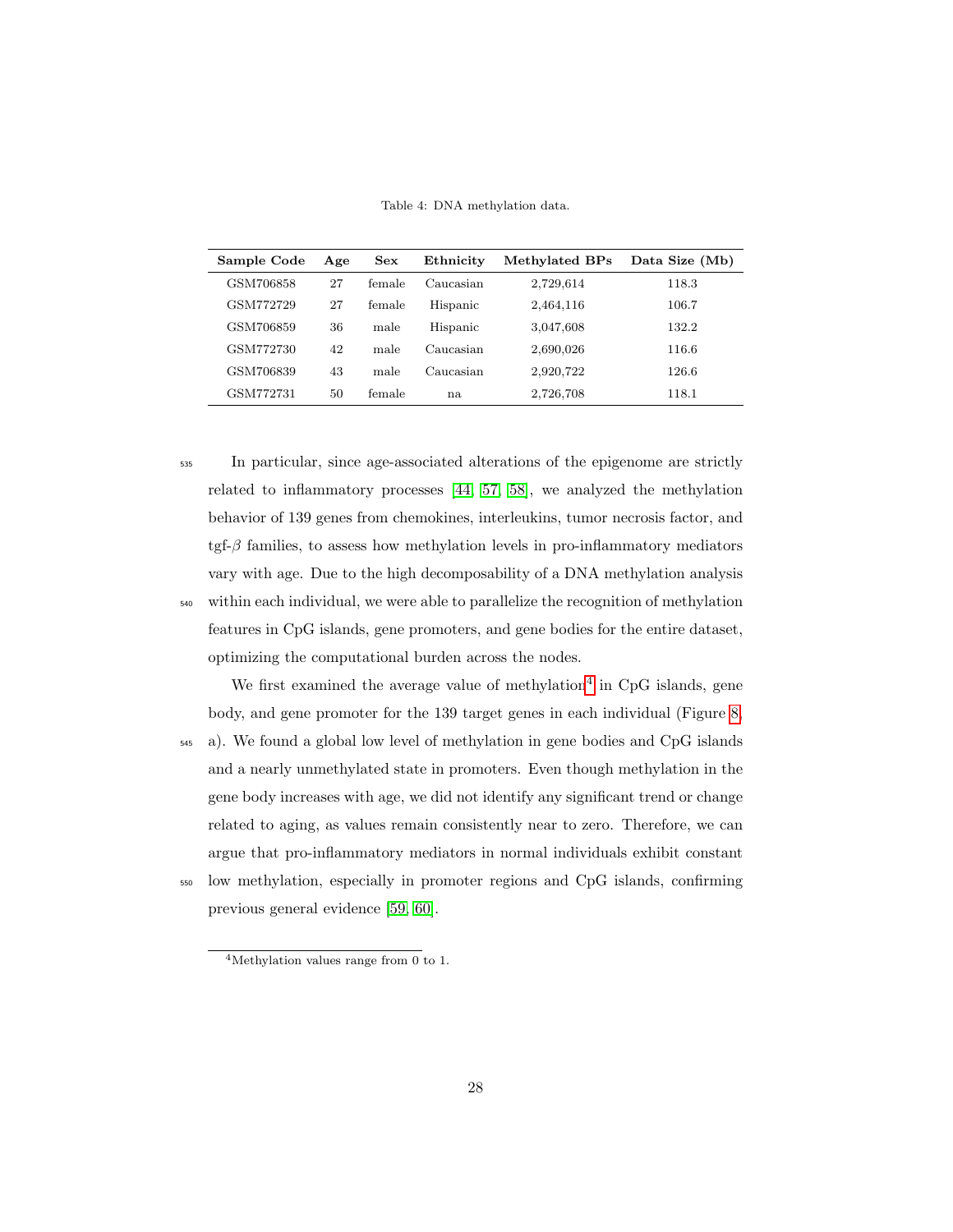Table 4: DNA methylation data.

| Sample Code | Age | Sex | Ethnicity | Methylated BPs | Data Size (Mb) |
|---|---|---|---|---|---|
| GSM706858 | 27 | female | Caucasian | 2,729,614 | 118.3 |
| GSM772729 | 27 | female | Hispanic | 2,464,116 | 106.7 |
| GSM706859 | 36 | male | Hispanic | 3,047,608 | 132.2 |
| GSM772730 | 42 | male | Caucasian | 2,690,026 | 116.6 |
| GSM706839 | 43 | male | Caucasian | 2,920,722 | 126.6 |
| GSM772731 | 50 | female | na | 2,726,708 | 118.1 |

In particular, since age-associated alterations of the epigenome are strictly related to inflammatory processes [44, 57, 58], we analyzed the methylation behavior of 139 genes from chemokines, interleukins, tumor necrosis factor, and tgf-$\beta$ families, to assess how methylation levels in pro-inflammatory mediators vary with age. Due to the high decomposability of a DNA methylation analysis within each individual, we were able to parallelize the recognition of methylation features in CpG islands, gene promoters, and gene bodies for the entire dataset, optimizing the computational burden across the nodes.

We first examined the average value of methylation[4] in CpG islands, gene body, and gene promoter for the 139 target genes in each individual (Figure 8, a). We found a global low level of methylation in gene bodies and CpG islands and a nearly unmethylated state in promoters. Even though methylation in the gene body increases with age, we did not identify any significant trend or change related to aging, as values remain consistently near to zero. Therefore, we can argue that pro-inflammatory mediators in normal individuals exhibit constant low methylation, especially in promoter regions and CpG islands, confirming previous general evidence [59, 60].

[4] Methylation values range from 0 to 1.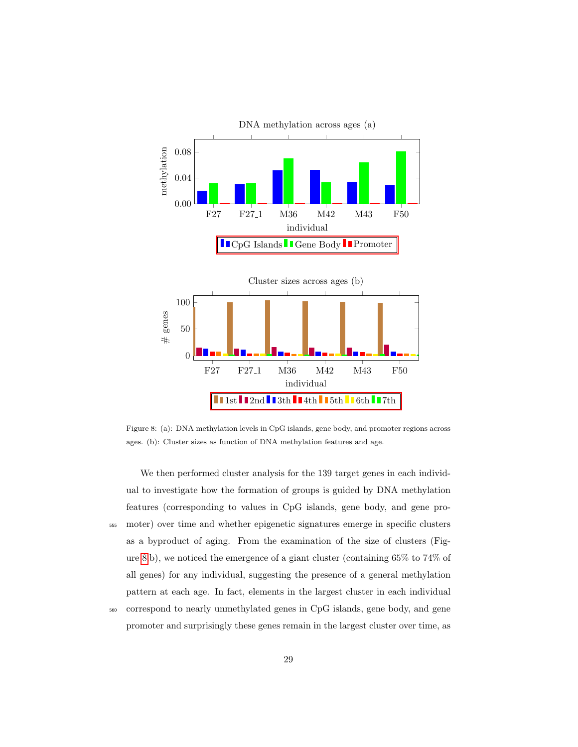Figure 8: (a): DNA methylation levels in CpG islands, gene body, and promoter regions across ages. (b): Cluster sizes as function of DNA methylation features and age.

We then performed cluster analysis for the 139 target genes in each individual to investigate how the formation of groups is guided by DNA methylation features (corresponding to values in CpG islands, gene body, and gene promoter) over time and whether epigenetic signatures emerge in specific clusters as a byproduct of aging. From the examination of the size of clusters (Figure 8 b), we noticed the emergence of a giant cluster (containing 65% to 74% of all genes) for any individual, suggesting the presence of a general methylation pattern at each age. In fact, elements in the largest cluster in each individual correspond to nearly unmethylated genes in CpG islands, gene body, and gene promoter and surprisingly these genes remain in the largest cluster over time, as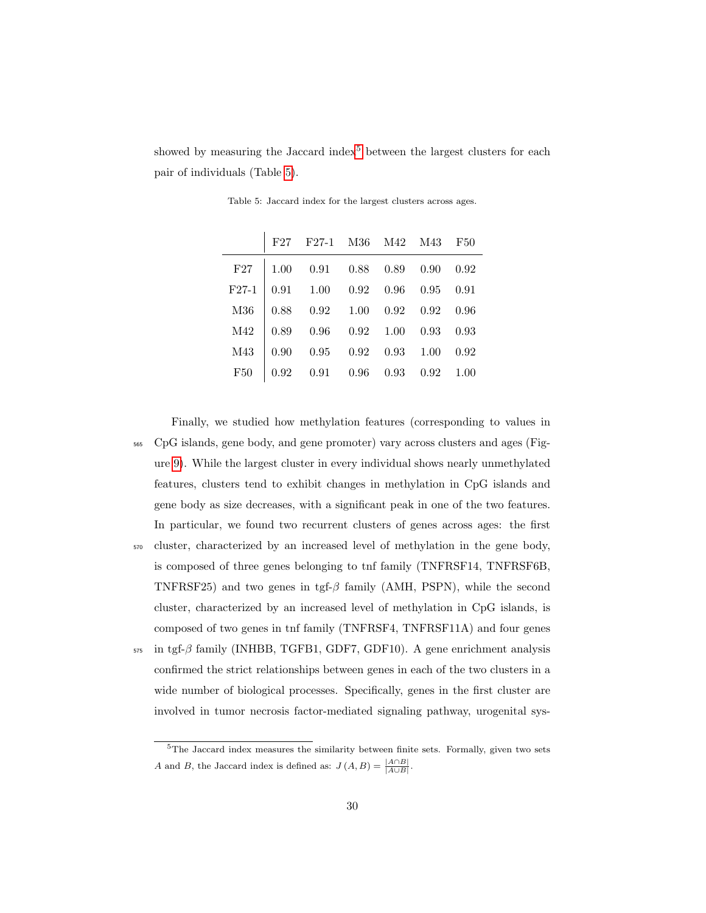showed by measuring the Jaccard index[5] between the largest clusters for each pair of individuals (Table 5).

Table 5: Jaccard index for the largest clusters across ages.

| | F27 | F27-1 | M36 | M42 | M43 | F50 |
|---|---|---|---|---|---|---|
| F27 | 1.00 | 0.91 | 0.88 | 0.89 | 0.90 | 0.92 |
| F27-1 | 0.91 | 1.00 | 0.92 | 0.96 | 0.95 | 0.91 |
| M36 | 0.88 | 0.92 | 1.00 | 0.92 | 0.92 | 0.96 |
| M42 | 0.89 | 0.96 | 0.92 | 1.00 | 0.93 | 0.93 |
| M43 | 0.90 | 0.95 | 0.92 | 0.93 | 1.00 | 0.92 |
| F50 | 0.92 | 0.91 | 0.96 | 0.93 | 0.92 | 1.00 |

Finally, we studied how methylation features (corresponding to values in CpG islands, gene body, and gene promoter) vary across clusters and ages (Figure 9). While the largest cluster in every individual shows nearly unmethylated features, clusters tend to exhibit changes in methylation in CpG islands and gene body as size decreases, with a significant peak in one of the two features. In particular, we found two recurrent clusters of genes across ages: the first cluster, characterized by an increased level of methylation in the gene body, is composed of three genes belonging to tnf family (TNFRSF14, TNFRSF6B, TNFRSF25) and two genes in tgf-$\beta$ family (AMH, PSPN), while the second cluster, characterized by an increased level of methylation in CpG islands, is composed of two genes in tnf family (TNFRSF4, TNFRSF11A) and four genes in tgf-$\beta$ family (INHBB, TGFB1, GDF7, GDF10). A gene enrichment analysis confirmed the strict relationships between genes in each of the two clusters in a wide number of biological processes. Specifically, genes in the first cluster are involved in tumor necrosis factor-mediated signaling pathway, urogenital sys-

[5]The Jaccard index measures the similarity between finite sets. Formally, given two sets $A$ and $B$, the Jaccard index is defined as: $J(A, B) = \frac{|A \cap B|}{|A \cup B|}$.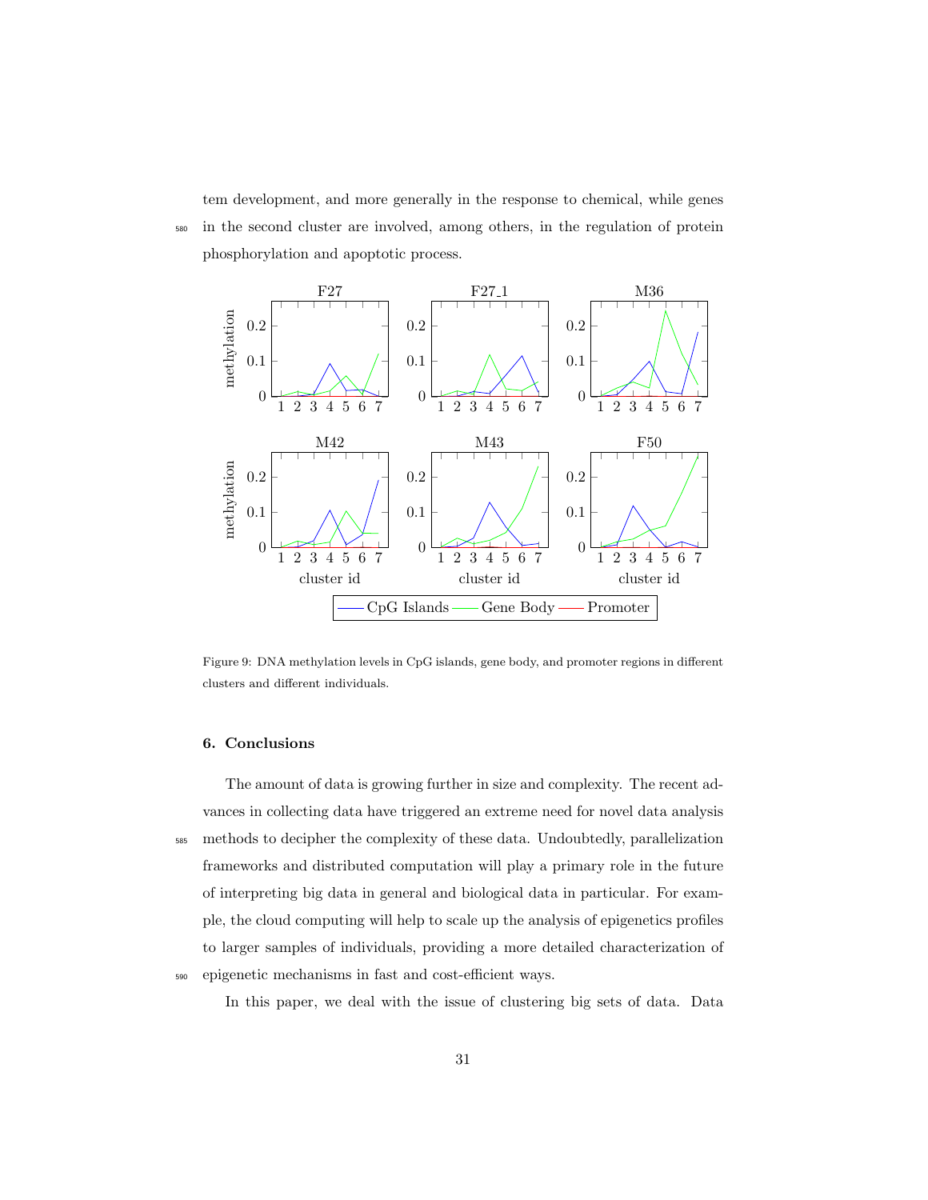tem development, and more generally in the response to chemical, while genes in the second cluster are involved, among others, in the regulation of protein phosphorylation and apoptotic process.

Figure 9: DNA methylation levels in CpG islands, gene body, and promoter regions in different clusters and different individuals.

### 6. Conclusions

The amount of data is growing further in size and complexity. The recent advances in collecting data have triggered an extreme need for novel data analysis methods to decipher the complexity of these data. Undoubtedly, parallelization frameworks and distributed computation will play a primary role in the future of interpreting big data in general and biological data in particular. For example, the cloud computing will help to scale up the analysis of epigenetics profiles to larger samples of individuals, providing a more detailed characterization of epigenetic mechanisms in fast and cost-efficient ways.

In this paper, we deal with the issue of clustering big sets of data. Data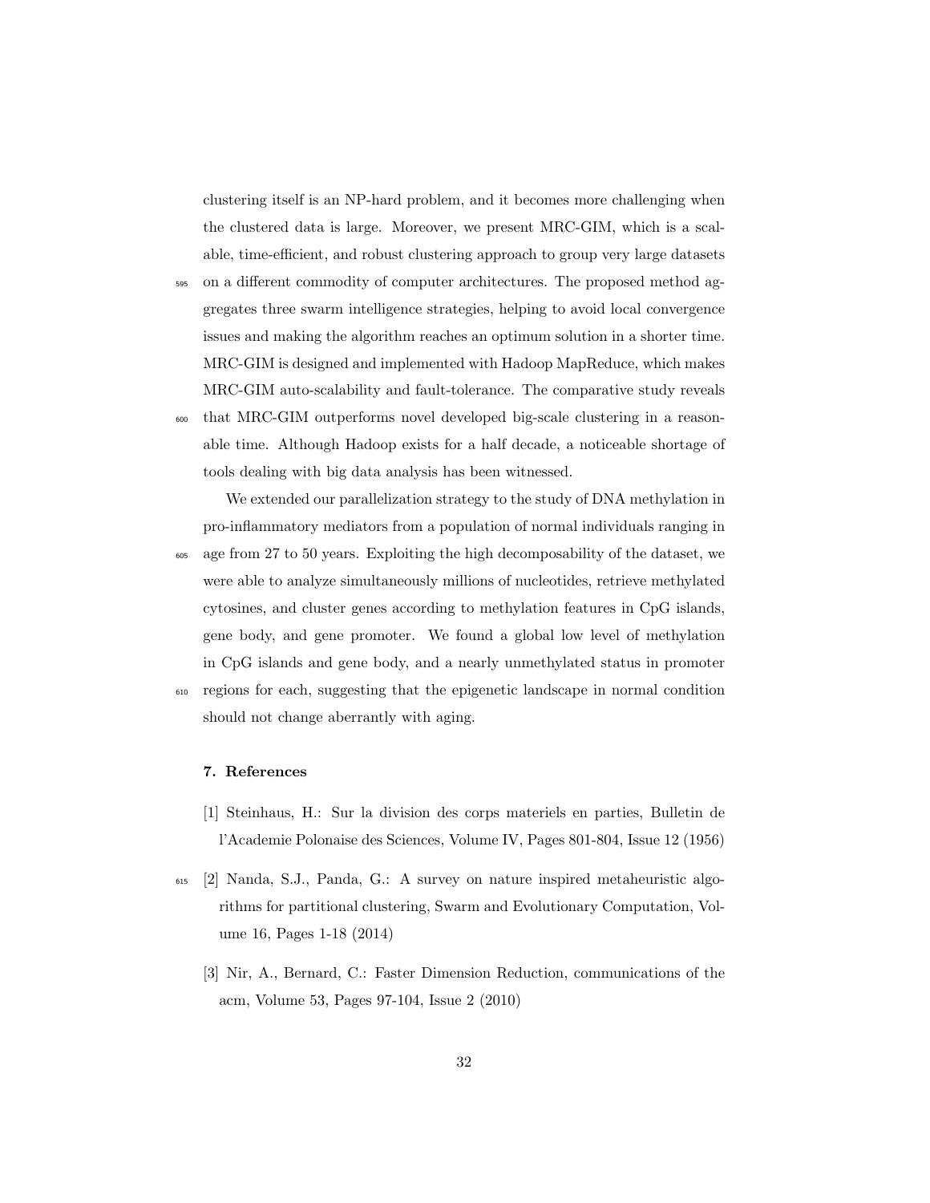clustering itself is an NP-hard problem, and it becomes more challenging when the clustered data is large. Moreover, we present MRC-GIM, which is a scalable, time-efficient, and robust clustering approach to group very large datasets on a different commodity of computer architectures. The proposed method aggregates three swarm intelligence strategies, helping to avoid local convergence issues and making the algorithm reaches an optimum solution in a shorter time. MRC-GIM is designed and implemented with Hadoop MapReduce, which makes MRC-GIM auto-scalability and fault-tolerance. The comparative study reveals that MRC-GIM outperforms novel developed big-scale clustering in a reasonable time. Although Hadoop exists for a half decade, a noticeable shortage of tools dealing with big data analysis has been witnessed.

We extended our parallelization strategy to the study of DNA methylation in pro-inflammatory mediators from a population of normal individuals ranging in age from 27 to 50 years. Exploiting the high decomposability of the dataset, we were able to analyze simultaneously millions of nucleotides, retrieve methylated cytosines, and cluster genes according to methylation features in CpG islands, gene body, and gene promoter. We found a global low level of methylation in CpG islands and gene body, and a nearly unmethylated status in promoter regions for each, suggesting that the epigenetic landscape in normal condition should not change aberrantly with aging.

## 7. References

[1] Steinhaus, H.: Sur la division des corps materiels en parties, Bulletin de l'Academie Polonaise des Sciences, Volume IV, Pages 801-804, Issue 12 (1956)

[2] Nanda, S.J., Panda, G.: A survey on nature inspired metaheuristic algorithms for partitional clustering, Swarm and Evolutionary Computation, Volume 16, Pages 1-18 (2014)

[3] Nir, A., Bernard, C.: Faster Dimension Reduction, communications of the acm, Volume 53, Pages 97-104, Issue 2 (2010)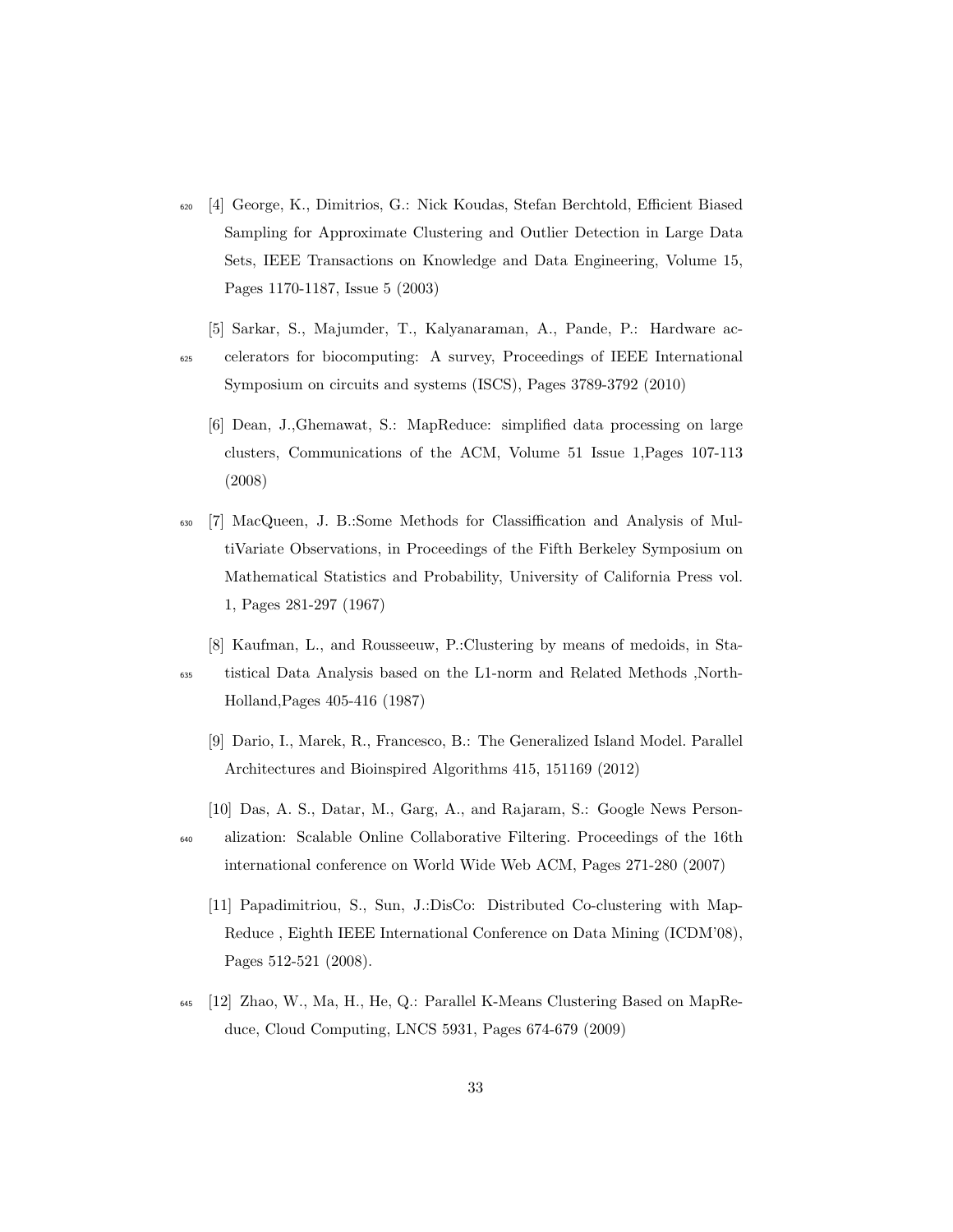[4] George, K., Dimitrios, G.: Nick Koudas, Stefan Berchtold, Efficient Biased Sampling for Approximate Clustering and Outlier Detection in Large Data Sets, IEEE Transactions on Knowledge and Data Engineering, Volume 15, Pages 1170-1187, Issue 5 (2003)

[5] Sarkar, S., Majumder, T., Kalyanaraman, A., Pande, P.: Hardware accelerators for biocomputing: A survey, Proceedings of IEEE International Symposium on circuits and systems (ISCS), Pages 3789-3792 (2010)

[6] Dean, J.,Ghemawat, S.: MapReduce: simplified data processing on large clusters, Communications of the ACM, Volume 51 Issue 1,Pages 107-113 (2008)

[7] MacQueen, J. B.:Some Methods for Classiffication and Analysis of MultiVariate Observations, in Proceedings of the Fifth Berkeley Symposium on Mathematical Statistics and Probability, University of California Press vol. 1, Pages 281-297 (1967)

[8] Kaufman, L., and Rousseeuw, P.:Clustering by means of medoids, in Statistical Data Analysis based on the L1-norm and Related Methods ,North-Holland,Pages 405-416 (1987)

[9] Dario, I., Marek, R., Francesco, B.: The Generalized Island Model. Parallel Architectures and Bioinspired Algorithms 415, 151169 (2012)

[10] Das, A. S., Datar, M., Garg, A., and Rajaram, S.: Google News Personalization: Scalable Online Collaborative Filtering. Proceedings of the 16th international conference on World Wide Web ACM, Pages 271-280 (2007)

[11] Papadimitriou, S., Sun, J.:DisCo: Distributed Co-clustering with Map-Reduce , Eighth IEEE International Conference on Data Mining (ICDM'08), Pages 512-521 (2008).

[12] Zhao, W., Ma, H., He, Q.: Parallel K-Means Clustering Based on MapReduce, Cloud Computing, LNCS 5931, Pages 674-679 (2009)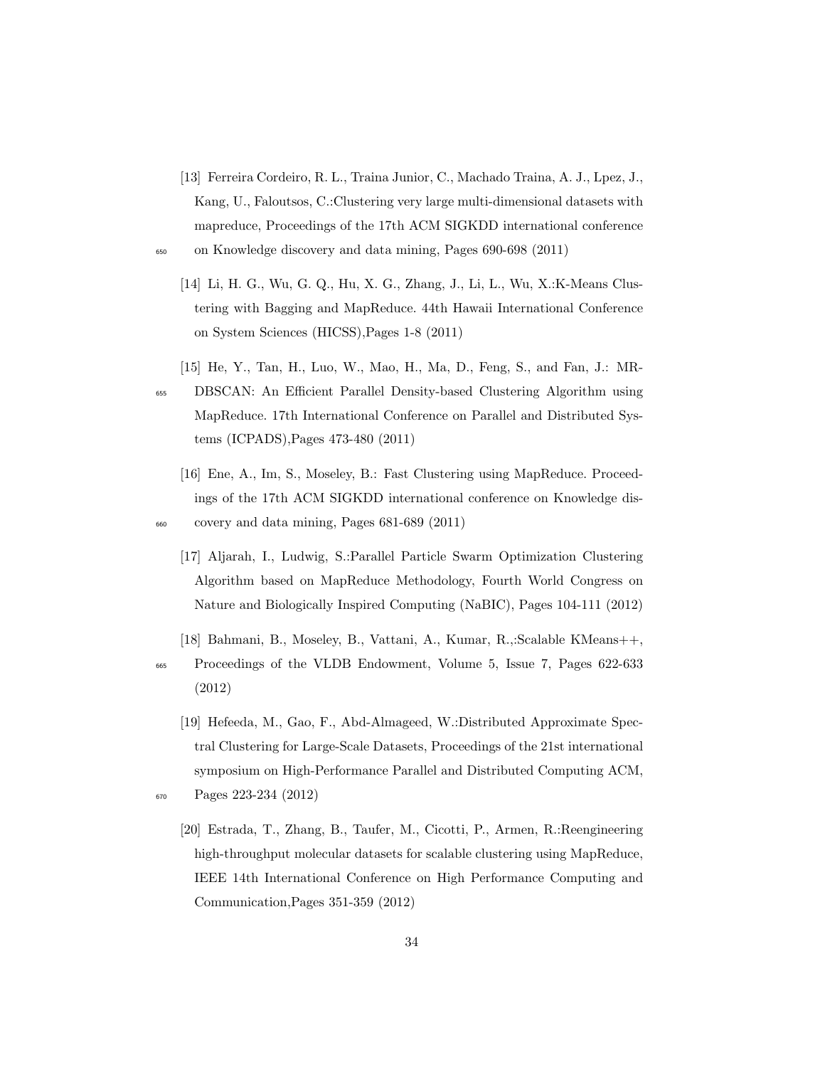[13] Ferreira Cordeiro, R. L., Traina Junior, C., Machado Traina, A. J., Lpez, J., Kang, U., Faloutsos, C.:Clustering very large multi-dimensional datasets with mapreduce, Proceedings of the 17th ACM SIGKDD international conference on Knowledge discovery and data mining, Pages 690-698 (2011)

[14] Li, H. G., Wu, G. Q., Hu, X. G., Zhang, J., Li, L., Wu, X.:K-Means Clustering with Bagging and MapReduce. 44th Hawaii International Conference on System Sciences (HICSS),Pages 1-8 (2011)

[15] He, Y., Tan, H., Luo, W., Mao, H., Ma, D., Feng, S., and Fan, J.: MR-DBSCAN: An Efficient Parallel Density-based Clustering Algorithm using MapReduce. 17th International Conference on Parallel and Distributed Systems (ICPADS),Pages 473-480 (2011)

[16] Ene, A., Im, S., Moseley, B.: Fast Clustering using MapReduce. Proceedings of the 17th ACM SIGKDD international conference on Knowledge discovery and data mining, Pages 681-689 (2011)

[17] Aljarah, I., Ludwig, S.:Parallel Particle Swarm Optimization Clustering Algorithm based on MapReduce Methodology, Fourth World Congress on Nature and Biologically Inspired Computing (NaBIC), Pages 104-111 (2012)

[18] Bahmani, B., Moseley, B., Vattani, A., Kumar, R.,:Scalable KMeans++, Proceedings of the VLDB Endowment, Volume 5, Issue 7, Pages 622-633 (2012)

[19] Hefeeda, M., Gao, F., Abd-Almageed, W.:Distributed Approximate Spectral Clustering for Large-Scale Datasets, Proceedings of the 21st international symposium on High-Performance Parallel and Distributed Computing ACM, Pages 223-234 (2012)

[20] Estrada, T., Zhang, B., Taufer, M., Cicotti, P., Armen, R.:Reengineering high-throughput molecular datasets for scalable clustering using MapReduce, IEEE 14th International Conference on High Performance Computing and Communication,Pages 351-359 (2012)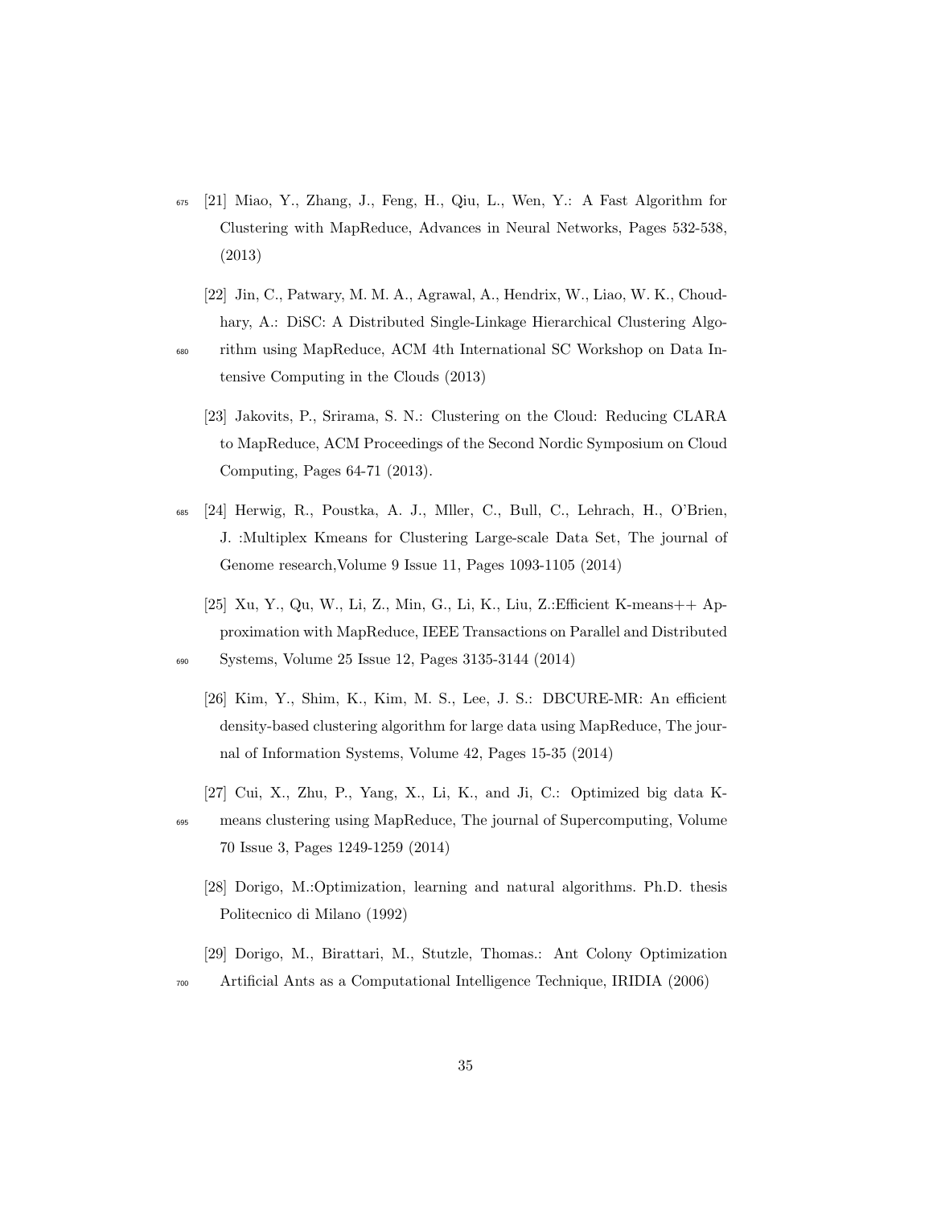[21] Miao, Y., Zhang, J., Feng, H., Qiu, L., Wen, Y.: A Fast Algorithm for Clustering with MapReduce, Advances in Neural Networks, Pages 532-538, (2013)

[22] Jin, C., Patwary, M. M. A., Agrawal, A., Hendrix, W., Liao, W. K., Choudhary, A.: DiSC: A Distributed Single-Linkage Hierarchical Clustering Algorithm using MapReduce, ACM 4th International SC Workshop on Data Intensive Computing in the Clouds (2013)

[23] Jakovits, P., Srirama, S. N.: Clustering on the Cloud: Reducing CLARA to MapReduce, ACM Proceedings of the Second Nordic Symposium on Cloud Computing, Pages 64-71 (2013).

[24] Herwig, R., Poustka, A. J., Mller, C., Bull, C., Lehrach, H., O'Brien, J. :Multiplex Kmeans for Clustering Large-scale Data Set, The journal of Genome research,Volume 9 Issue 11, Pages 1093-1105 (2014)

[25] Xu, Y., Qu, W., Li, Z., Min, G., Li, K., Liu, Z.:Efficient K-means++ Approximation with MapReduce, IEEE Transactions on Parallel and Distributed Systems, Volume 25 Issue 12, Pages 3135-3144 (2014)

[26] Kim, Y., Shim, K., Kim, M. S., Lee, J. S.: DBCURE-MR: An efficient density-based clustering algorithm for large data using MapReduce, The journal of Information Systems, Volume 42, Pages 15-35 (2014)

[27] Cui, X., Zhu, P., Yang, X., Li, K., and Ji, C.: Optimized big data K-means clustering using MapReduce, The journal of Supercomputing, Volume 70 Issue 3, Pages 1249-1259 (2014)

[28] Dorigo, M.:Optimization, learning and natural algorithms. Ph.D. thesis Politecnico di Milano (1992)

[29] Dorigo, M., Birattari, M., Stutzle, Thomas.: Ant Colony Optimization Artificial Ants as a Computational Intelligence Technique, IRIDIA (2006)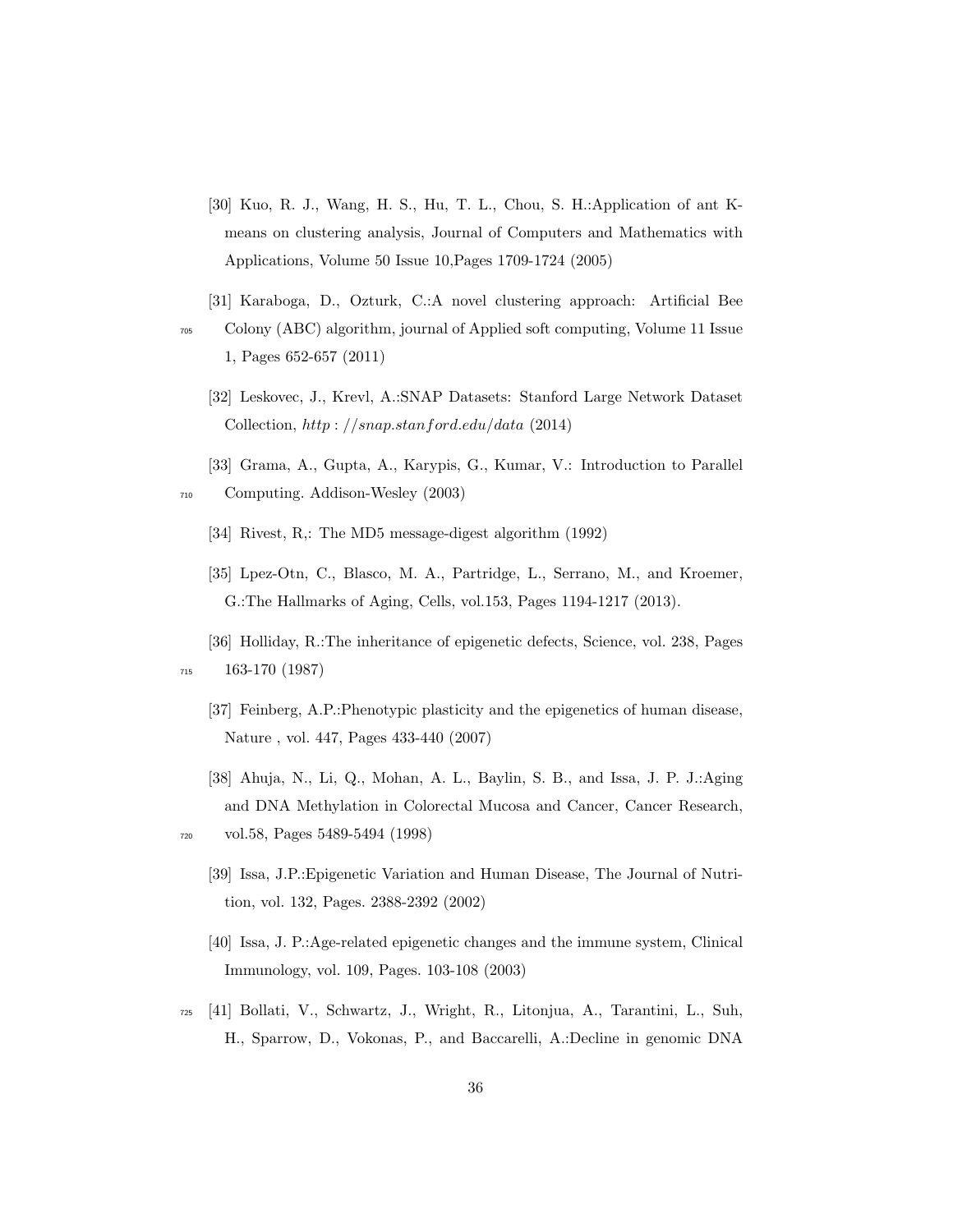[30] Kuo, R. J., Wang, H. S., Hu, T. L., Chou, S. H.:Application of ant K-means on clustering analysis, Journal of Computers and Mathematics with Applications, Volume 50 Issue 10,Pages 1709-1724 (2005)

[31] Karaboga, D., Ozturk, C.:A novel clustering approach: Artificial Bee Colony (ABC) algorithm, journal of Applied soft computing, Volume 11 Issue 1, Pages 652-657 (2011)

[32] Leskovec, J., Krevl, A.:SNAP Datasets: Stanford Large Network Dataset Collection, $http://snap.stanford.edu/data$ (2014)

[33] Grama, A., Gupta, A., Karypis, G., Kumar, V.: Introduction to Parallel Computing. Addison-Wesley (2003)

[34] Rivest, R,: The MD5 message-digest algorithm (1992)

[35] Lpez-Otn, C., Blasco, M. A., Partridge, L., Serrano, M., and Kroemer, G.:The Hallmarks of Aging, Cells, vol.153, Pages 1194-1217 (2013).

[36] Holliday, R.:The inheritance of epigenetic defects, Science, vol. 238, Pages 163-170 (1987)

[37] Feinberg, A.P.:Phenotypic plasticity and the epigenetics of human disease, Nature , vol. 447, Pages 433-440 (2007)

[38] Ahuja, N., Li, Q., Mohan, A. L., Baylin, S. B., and Issa, J. P. J.:Aging and DNA Methylation in Colorectal Mucosa and Cancer, Cancer Research, vol.58, Pages 5489-5494 (1998)

[39] Issa, J.P.:Epigenetic Variation and Human Disease, The Journal of Nutrition, vol. 132, Pages. 2388-2392 (2002)

[40] Issa, J. P.:Age-related epigenetic changes and the immune system, Clinical Immunology, vol. 109, Pages. 103-108 (2003)

[41] Bollati, V., Schwartz, J., Wright, R., Litonjua, A., Tarantini, L., Suh, H., Sparrow, D., Vokonas, P., and Baccarelli, A.:Decline in genomic DNA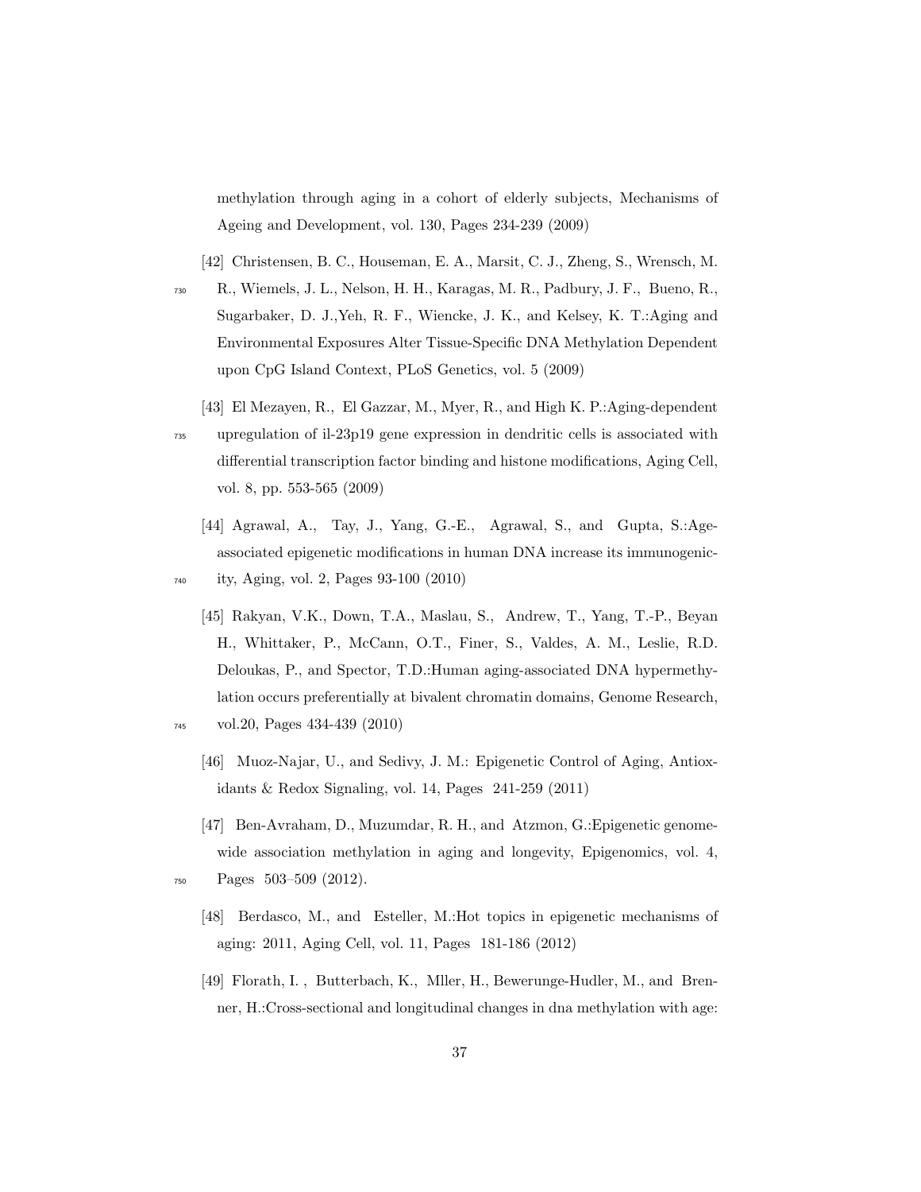methylation through aging in a cohort of elderly subjects, Mechanisms of Ageing and Development, vol. 130, Pages 234-239 (2009)

[42] Christensen, B. C., Houseman, E. A., Marsit, C. J., Zheng, S., Wrensch, M. R., Wiemels, J. L., Nelson, H. H., Karagas, M. R., Padbury, J. F., Bueno, R., Sugarbaker, D. J.,Yeh, R. F., Wiencke, J. K., and Kelsey, K. T.:Aging and Environmental Exposures Alter Tissue-Specific DNA Methylation Dependent upon CpG Island Context, PLoS Genetics, vol. 5 (2009)

[43] El Mezayen, R., El Gazzar, M., Myer, R., and High K. P.:Aging-dependent upregulation of il-23p19 gene expression in dendritic cells is associated with differential transcription factor binding and histone modifications, Aging Cell, vol. 8, pp. 553-565 (2009)

[44] Agrawal, A., Tay, J., Yang, G.-E., Agrawal, S., and Gupta, S.:Age-associated epigenetic modifications in human DNA increase its immunogenicity, Aging, vol. 2, Pages 93-100 (2010)

[45] Rakyan, V.K., Down, T.A., Maslau, S., Andrew, T., Yang, T.-P., Beyan H., Whittaker, P., McCann, O.T., Finer, S., Valdes, A. M., Leslie, R.D. Deloukas, P., and Spector, T.D.:Human aging-associated DNA hypermethylation occurs preferentially at bivalent chromatin domains, Genome Research, vol.20, Pages 434-439 (2010)

[46] Muoz-Najar, U., and Sedivy, J. M.: Epigenetic Control of Aging, Antioxidants & Redox Signaling, vol. 14, Pages 241-259 (2011)

[47] Ben-Avraham, D., Muzumdar, R. H., and Atzmon, G.:Epigenetic genome-wide association methylation in aging and longevity, Epigenomics, vol. 4, Pages 503–509 (2012).

[48] Berdasco, M., and Esteller, M.:Hot topics in epigenetic mechanisms of aging: 2011, Aging Cell, vol. 11, Pages 181-186 (2012)

[49] Florath, I. , Butterbach, K., Mller, H., Bewerunge-Hudler, M., and Brenner, H.:Cross-sectional and longitudinal changes in dna methylation with age: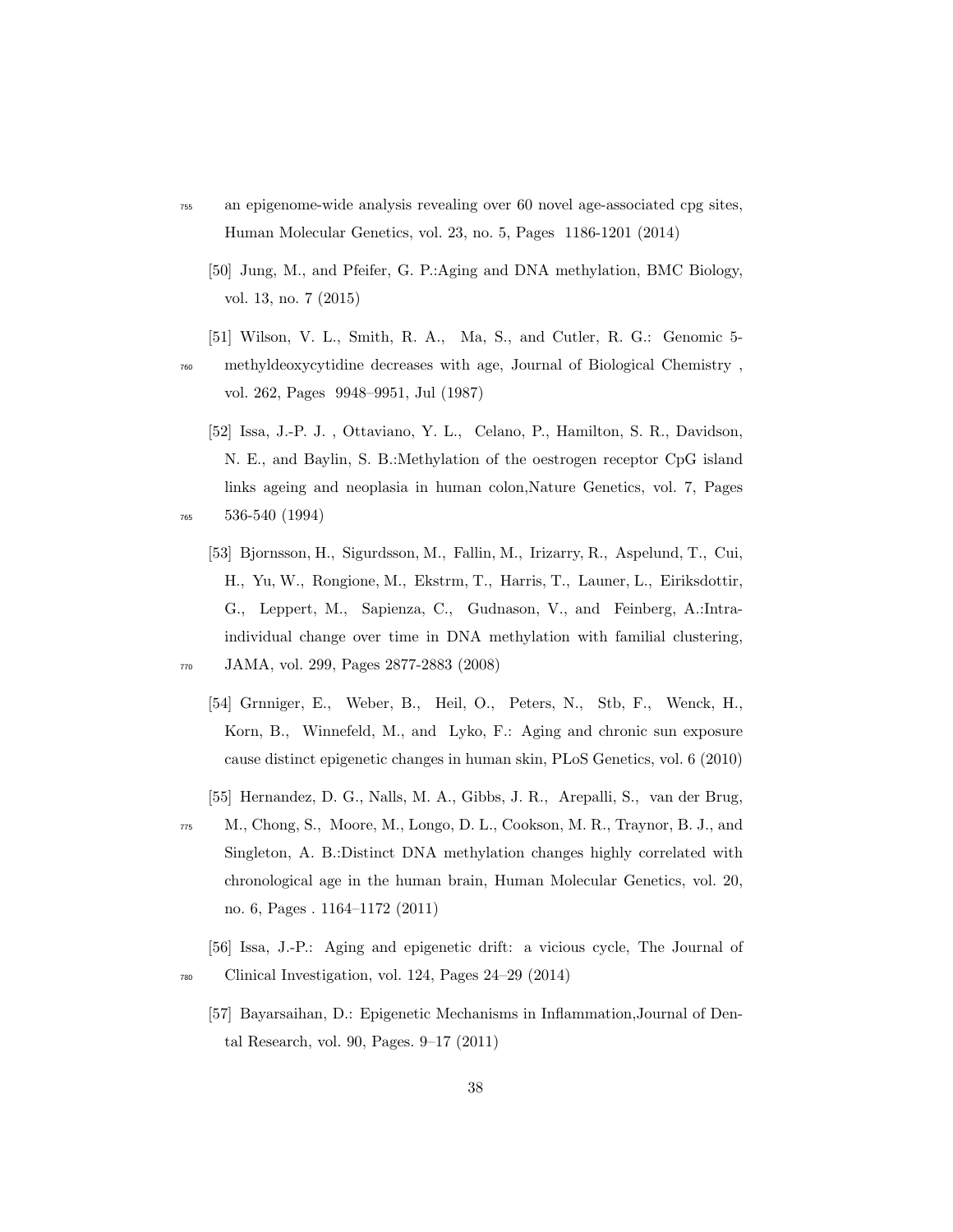an epigenome-wide analysis revealing over 60 novel age-associated cpg sites, Human Molecular Genetics, vol. 23, no. 5, Pages 1186-1201 (2014)

[50] Jung, M., and Pfeifer, G. P.:Aging and DNA methylation, BMC Biology, vol. 13, no. 7 (2015)

[51] Wilson, V. L., Smith, R. A., Ma, S., and Cutler, R. G.: Genomic 5-methyldeoxycytidine decreases with age, Journal of Biological Chemistry , vol. 262, Pages 9948–9951, Jul (1987)

[52] Issa, J.-P. J. , Ottaviano, Y. L., Celano, P., Hamilton, S. R., Davidson, N. E., and Baylin, S. B.:Methylation of the oestrogen receptor CpG island links ageing and neoplasia in human colon,Nature Genetics, vol. 7, Pages 536-540 (1994)

[53] Bjornsson, H., Sigurdsson, M., Fallin, M., Irizarry, R., Aspelund, T., Cui, H., Yu, W., Rongione, M., Ekstrm, T., Harris, T., Launer, L., Eiriksdottir, G., Leppert, M., Sapienza, C., Gudnason, V., and Feinberg, A.:Intra-individual change over time in DNA methylation with familial clustering, JAMA, vol. 299, Pages 2877-2883 (2008)

[54] Grnniger, E., Weber, B., Heil, O., Peters, N., Stb, F., Wenck, H., Korn, B., Winnefeld, M., and Lyko, F.: Aging and chronic sun exposure cause distinct epigenetic changes in human skin, PLoS Genetics, vol. 6 (2010)

[55] Hernandez, D. G., Nalls, M. A., Gibbs, J. R., Arepalli, S., van der Brug, M., Chong, S., Moore, M., Longo, D. L., Cookson, M. R., Traynor, B. J., and Singleton, A. B.:Distinct DNA methylation changes highly correlated with chronological age in the human brain, Human Molecular Genetics, vol. 20, no. 6, Pages . 1164–1172 (2011)

[56] Issa, J.-P.: Aging and epigenetic drift: a vicious cycle, The Journal of Clinical Investigation, vol. 124, Pages 24–29 (2014)

[57] Bayarsaihan, D.: Epigenetic Mechanisms in Inflammation,Journal of Dental Research, vol. 90, Pages. 9–17 (2011)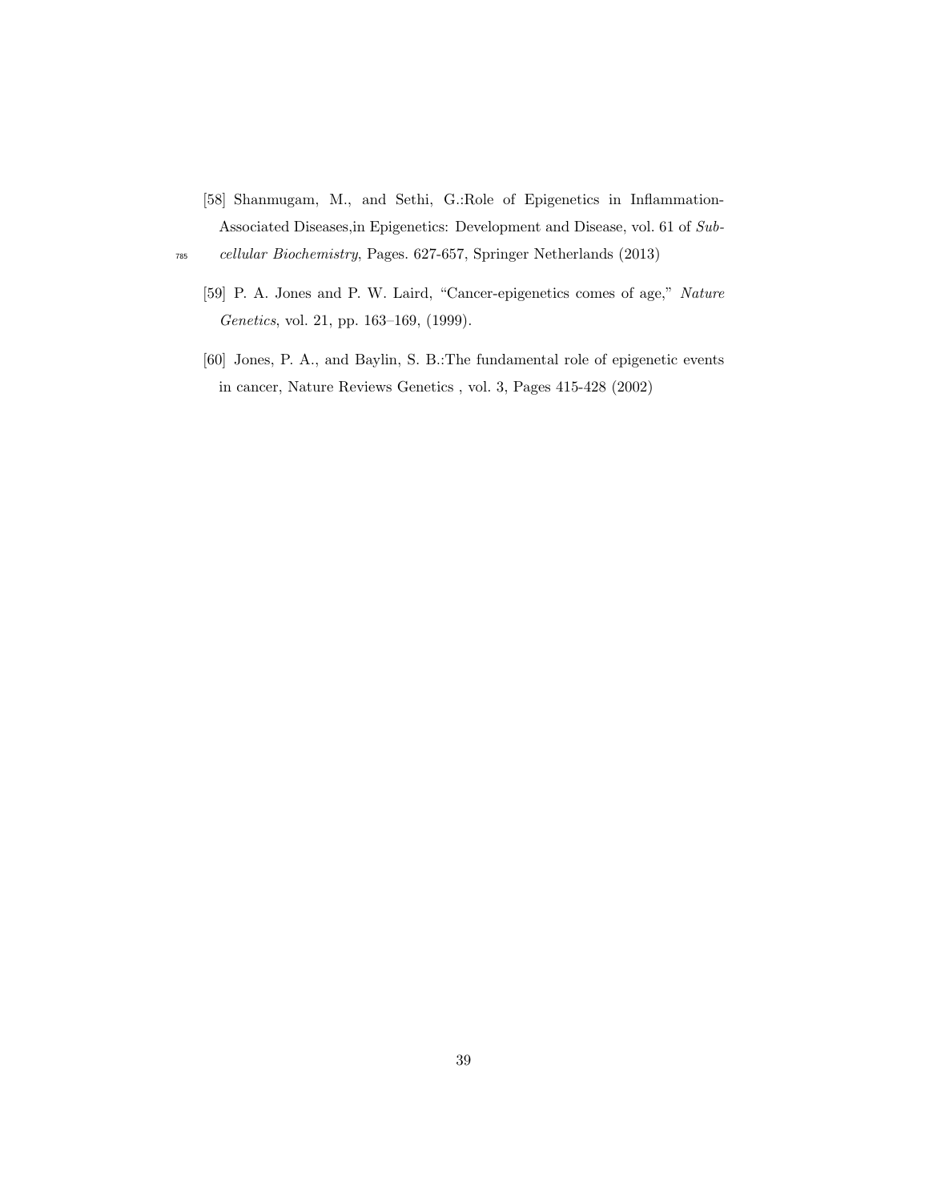[58] Shanmugam, M., and Sethi, G.:Role of Epigenetics in Inflammation-Associated Diseases,in Epigenetics: Development and Disease, vol. 61 of *Subcellular Biochemistry*, Pages. 627-657, Springer Netherlands (2013)

[59] P. A. Jones and P. W. Laird, "Cancer-epigenetics comes of age," *Nature Genetics*, vol. 21, pp. 163–169, (1999).

[60] Jones, P. A., and Baylin, S. B.:The fundamental role of epigenetic events in cancer, Nature Reviews Genetics , vol. 3, Pages 415-428 (2002)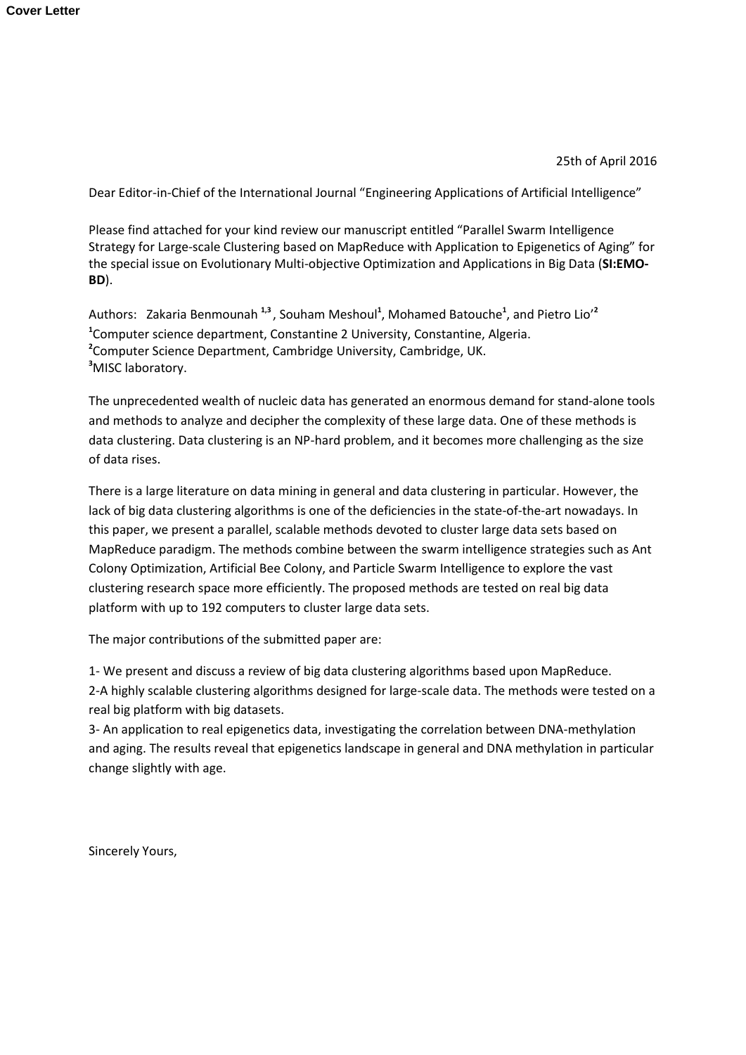**Cover Letter**

25th of April 2016

Dear Editor-in-Chief of the International Journal "Engineering Applications of Artificial Intelligence"

Please find attached for your kind review our manuscript entitled "Parallel Swarm Intelligence Strategy for Large-scale Clustering based on MapReduce with Application to Epigenetics of Aging" for the special issue on Evolutionary Multi-objective Optimization and Applications in Big Data (**SI:EMO-BD**).

Authors: Zakaria Benmounah [1,3], Souham Meshoul[1], Mohamed Batouche[1], and Pietro Lio'[2]
[1]Computer science department, Constantine 2 University, Constantine, Algeria.
[2]Computer Science Department, Cambridge University, Cambridge, UK.
[3]MISC laboratory.

The unprecedented wealth of nucleic data has generated an enormous demand for stand-alone tools and methods to analyze and decipher the complexity of these large data. One of these methods is data clustering. Data clustering is an NP-hard problem, and it becomes more challenging as the size of data rises.

There is a large literature on data mining in general and data clustering in particular. However, the lack of big data clustering algorithms is one of the deficiencies in the state-of-the-art nowadays. In this paper, we present a parallel, scalable methods devoted to cluster large data sets based on MapReduce paradigm. The methods combine between the swarm intelligence strategies such as Ant Colony Optimization, Artificial Bee Colony, and Particle Swarm Intelligence to explore the vast clustering research space more efficiently. The proposed methods are tested on real big data platform with up to 192 computers to cluster large data sets.

The major contributions of the submitted paper are:

1- We present and discuss a review of big data clustering algorithms based upon MapReduce.
2-A highly scalable clustering algorithms designed for large-scale data. The methods were tested on a real big platform with big datasets.
3- An application to real epigenetics data, investigating the correlation between DNA-methylation and aging. The results reveal that epigenetics landscape in general and DNA methylation in particular change slightly with age.

Sincerely Yours,